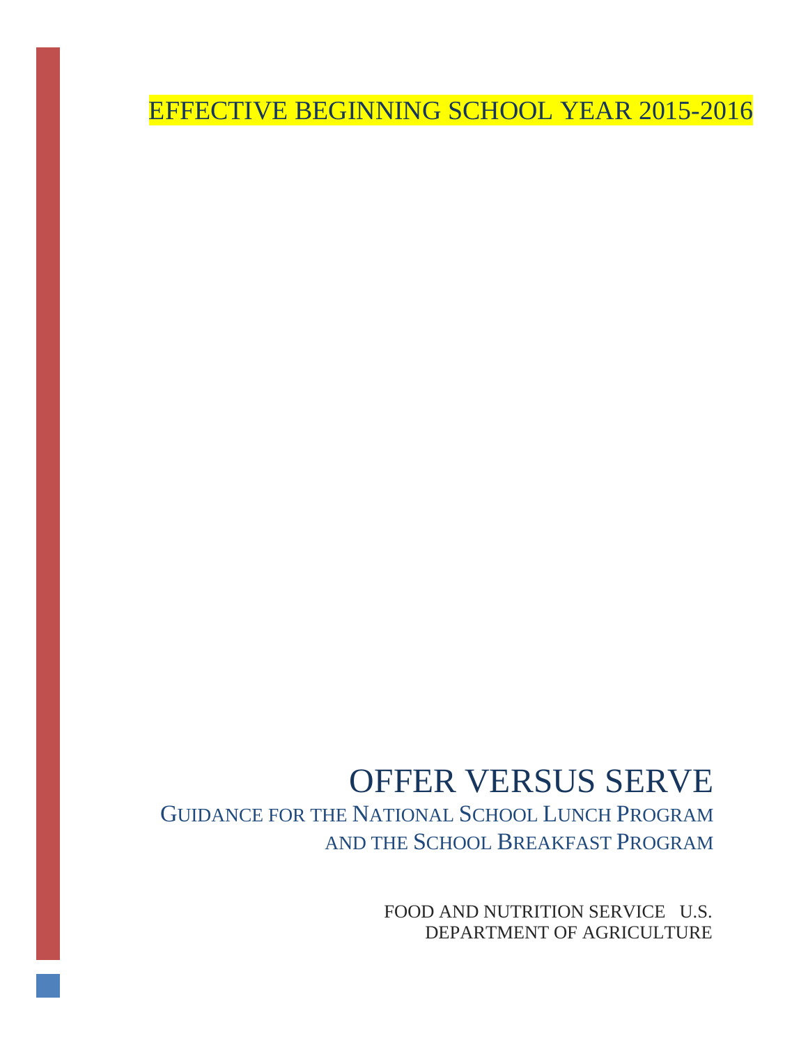EFFECTIVE BEGINNING SCHOOL YEAR 2015-2016

# OFFER VERSUS SERVE

## GUIDANCE FOR THE NATIONAL SCHOOL LUNCH PROGRAM AND THE SCHOOL BREAKFAST PROGRAM

FOOD AND NUTRITION SERVICE U.S. DEPARTMENT OF AGRICULTURE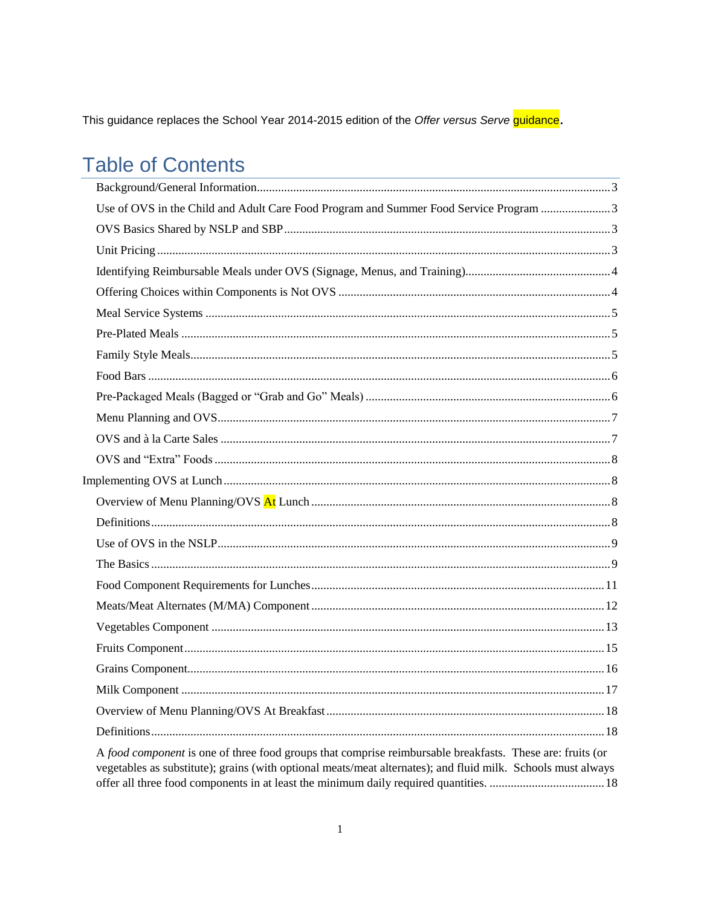This guidance replaces the School Year 2014-2015 edition of the *Offer versus Serve* guidance.

# Table of Contents

- Background/General Information ........ 3
- Use of OVS in the Child and Adult Care Food Program and Summer Food Service Program ........ 3
- OVS Basics Shared by NSLP and SBP ........ 3
- Unit Pricing ........ 3
- Identifying Reimbursable Meals under OVS (Signage, Menus, and Training) ........ 4
- Offering Choices within Components is Not OVS ........ 4
- Meal Service Systems ........ 5
- Pre-Plated Meals ........ 5
- Family Style Meals ........ 5
- Food Bars ........ 6
- Pre-Packaged Meals (Bagged or "Grab and Go" Meals) ........ 6
- Menu Planning and OVS ........ 7
- OVS and à la Carte Sales ........ 7
- OVS and "Extra" Foods ........ 8

Implementing OVS at Lunch ........ 8

- Overview of Menu Planning/OVS At Lunch ........ 8
- Definitions ........ 8
- Use of OVS in the NSLP ........ 9
- The Basics ........ 9
- Food Component Requirements for Lunches ........ 11
- Meats/Meat Alternates (M/MA) Component ........ 12
- Vegetables Component ........ 13
- Fruits Component ........ 15
- Grains Component ........ 16
- Milk Component ........ 17
- Overview of Menu Planning/OVS At Breakfast ........ 18
- Definitions ........ 18
- A *food component* is one of three food groups that comprise reimbursable breakfasts. These are: fruits (or vegetables as substitute); grains (with optional meats/meat alternates); and fluid milk. Schools must always offer all three food components in at least the minimum daily required quantities. ........ 18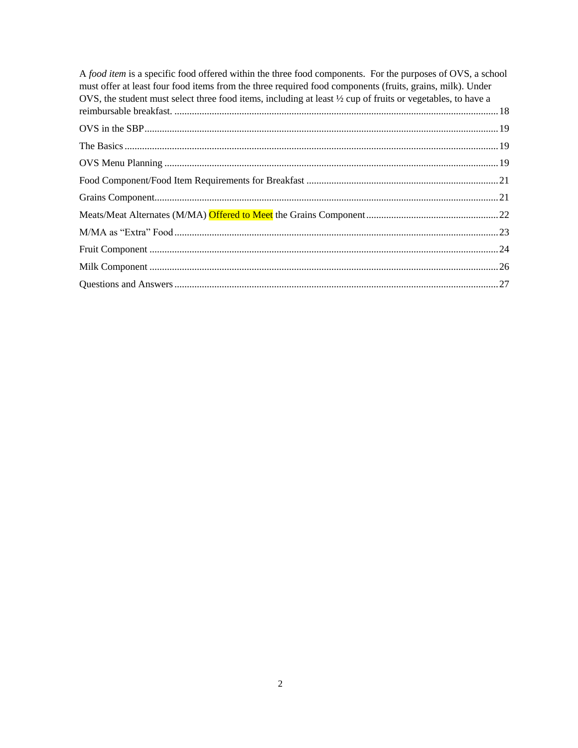A *food item* is a specific food offered within the three food components. For the purposes of OVS, a school must offer at least four food items from the three required food components (fruits, grains, milk). Under OVS, the student must select three food items, including at least ½ cup of fruits or vegetables, to have a reimbursable breakfast. ................................................................................................................ 18

OVS in the SBP ............................................................................................................................ 19

The Basics .................................................................................................................................... 19

OVS Menu Planning .................................................................................................................... 19

Food Component/Food Item Requirements for Breakfast ........................................................... 21

Grains Component ....................................................................................................................... 21

Meats/Meat Alternates (M/MA) Offered to Meet the Grains Component .................................... 22

M/MA as "Extra" Food ................................................................................................................ 23

Fruit Component .......................................................................................................................... 24

Milk Component .......................................................................................................................... 26

Questions and Answers ................................................................................................................ 27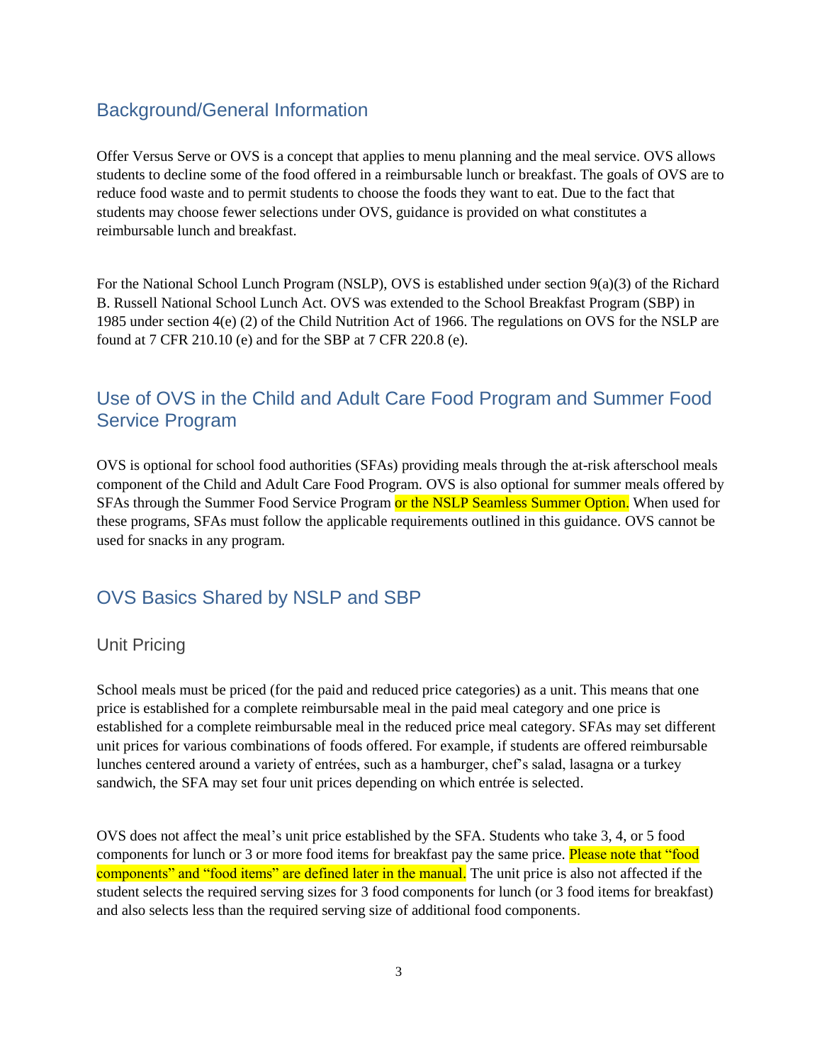## Background/General Information

Offer Versus Serve or OVS is a concept that applies to menu planning and the meal service. OVS allows students to decline some of the food offered in a reimbursable lunch or breakfast. The goals of OVS are to reduce food waste and to permit students to choose the foods they want to eat. Due to the fact that students may choose fewer selections under OVS, guidance is provided on what constitutes a reimbursable lunch and breakfast.

For the National School Lunch Program (NSLP), OVS is established under section 9(a)(3) of the Richard B. Russell National School Lunch Act. OVS was extended to the School Breakfast Program (SBP) in 1985 under section 4(e) (2) of the Child Nutrition Act of 1966. The regulations on OVS for the NSLP are found at 7 CFR 210.10 (e) and for the SBP at 7 CFR 220.8 (e).

## Use of OVS in the Child and Adult Care Food Program and Summer Food Service Program

OVS is optional for school food authorities (SFAs) providing meals through the at-risk afterschool meals component of the Child and Adult Care Food Program. OVS is also optional for summer meals offered by SFAs through the Summer Food Service Program or the NSLP Seamless Summer Option. When used for these programs, SFAs must follow the applicable requirements outlined in this guidance. OVS cannot be used for snacks in any program.

## OVS Basics Shared by NSLP and SBP

### Unit Pricing

School meals must be priced (for the paid and reduced price categories) as a unit. This means that one price is established for a complete reimbursable meal in the paid meal category and one price is established for a complete reimbursable meal in the reduced price meal category. SFAs may set different unit prices for various combinations of foods offered. For example, if students are offered reimbursable lunches centered around a variety of entrées, such as a hamburger, chef's salad, lasagna or a turkey sandwich, the SFA may set four unit prices depending on which entrée is selected.

OVS does not affect the meal's unit price established by the SFA. Students who take 3, 4, or 5 food components for lunch or 3 or more food items for breakfast pay the same price. Please note that "food components" and "food items" are defined later in the manual. The unit price is also not affected if the student selects the required serving sizes for 3 food components for lunch (or 3 food items for breakfast) and also selects less than the required serving size of additional food components.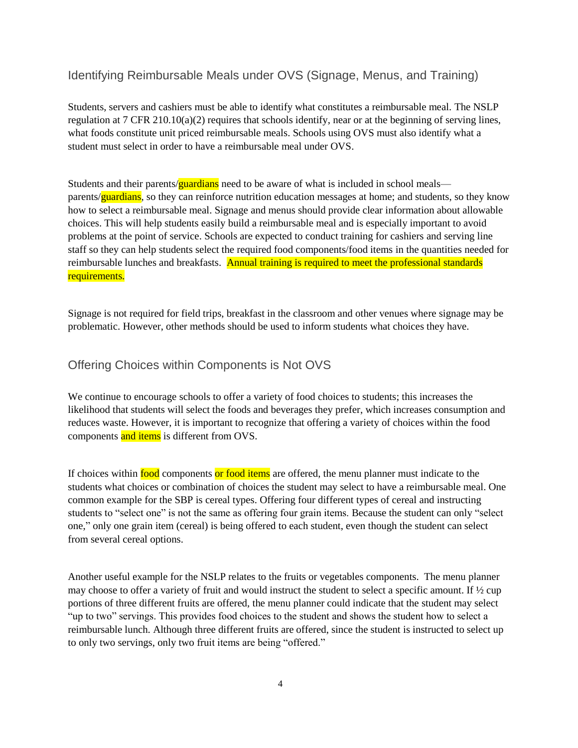## Identifying Reimbursable Meals under OVS (Signage, Menus, and Training)

Students, servers and cashiers must be able to identify what constitutes a reimbursable meal. The NSLP regulation at 7 CFR 210.10(a)(2) requires that schools identify, near or at the beginning of serving lines, what foods constitute unit priced reimbursable meals. Schools using OVS must also identify what a student must select in order to have a reimbursable meal under OVS.

Students and their parents/guardians need to be aware of what is included in school meals—parents/guardians, so they can reinforce nutrition education messages at home; and students, so they know how to select a reimbursable meal. Signage and menus should provide clear information about allowable choices. This will help students easily build a reimbursable meal and is especially important to avoid problems at the point of service. Schools are expected to conduct training for cashiers and serving line staff so they can help students select the required food components/food items in the quantities needed for reimbursable lunches and breakfasts. Annual training is required to meet the professional standards requirements.

Signage is not required for field trips, breakfast in the classroom and other venues where signage may be problematic. However, other methods should be used to inform students what choices they have.

## Offering Choices within Components is Not OVS

We continue to encourage schools to offer a variety of food choices to students; this increases the likelihood that students will select the foods and beverages they prefer, which increases consumption and reduces waste. However, it is important to recognize that offering a variety of choices within the food components and items is different from OVS.

If choices within food components or food items are offered, the menu planner must indicate to the students what choices or combination of choices the student may select to have a reimbursable meal. One common example for the SBP is cereal types. Offering four different types of cereal and instructing students to "select one" is not the same as offering four grain items. Because the student can only "select one," only one grain item (cereal) is being offered to each student, even though the student can select from several cereal options.

Another useful example for the NSLP relates to the fruits or vegetables components. The menu planner may choose to offer a variety of fruit and would instruct the student to select a specific amount. If ½ cup portions of three different fruits are offered, the menu planner could indicate that the student may select "up to two" servings. This provides food choices to the student and shows the student how to select a reimbursable lunch. Although three different fruits are offered, since the student is instructed to select up to only two servings, only two fruit items are being "offered."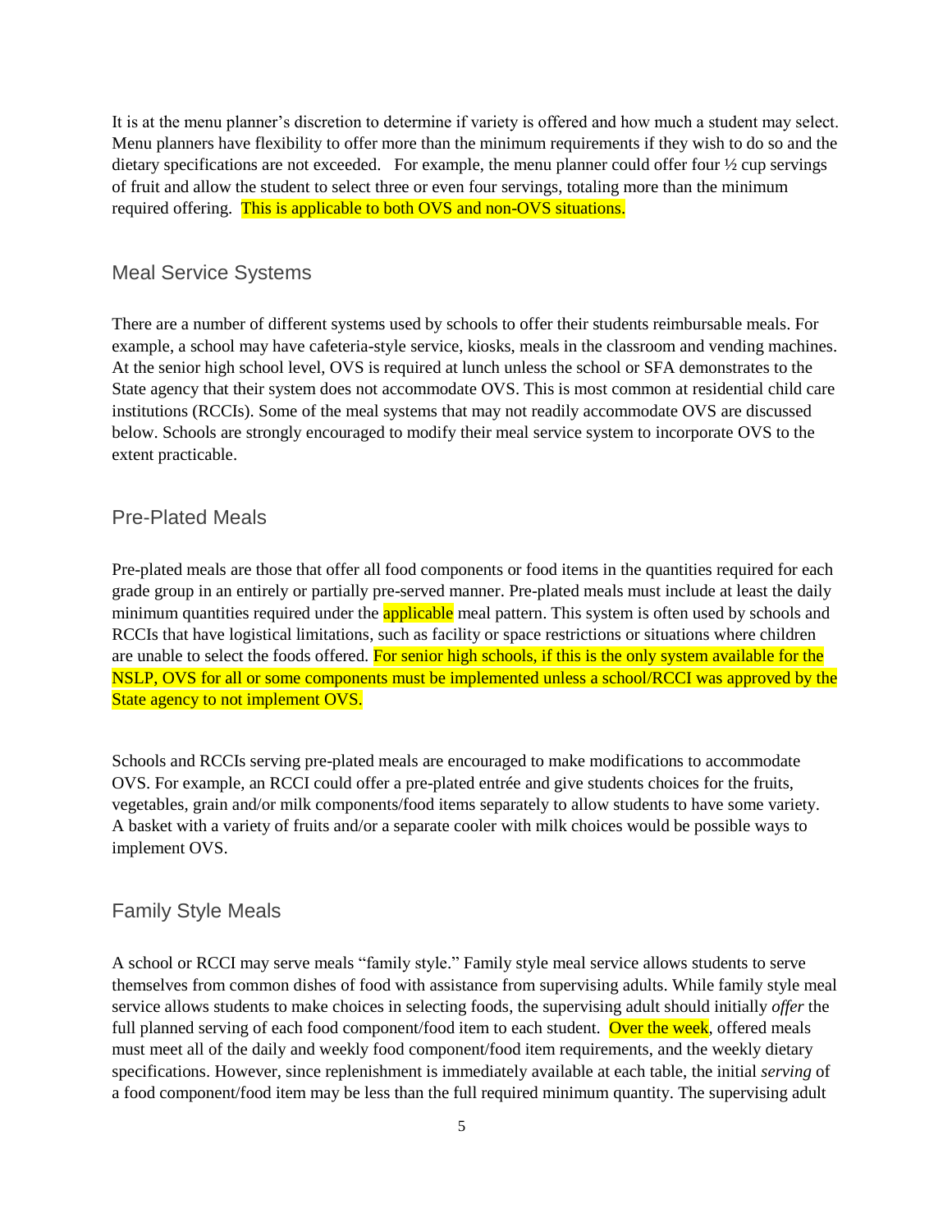It is at the menu planner's discretion to determine if variety is offered and how much a student may select. Menu planners have flexibility to offer more than the minimum requirements if they wish to do so and the dietary specifications are not exceeded. For example, the menu planner could offer four ½ cup servings of fruit and allow the student to select three or even four servings, totaling more than the minimum required offering. This is applicable to both OVS and non-OVS situations.

## Meal Service Systems

There are a number of different systems used by schools to offer their students reimbursable meals. For example, a school may have cafeteria-style service, kiosks, meals in the classroom and vending machines. At the senior high school level, OVS is required at lunch unless the school or SFA demonstrates to the State agency that their system does not accommodate OVS. This is most common at residential child care institutions (RCCIs). Some of the meal systems that may not readily accommodate OVS are discussed below. Schools are strongly encouraged to modify their meal service system to incorporate OVS to the extent practicable.

## Pre-Plated Meals

Pre-plated meals are those that offer all food components or food items in the quantities required for each grade group in an entirely or partially pre-served manner. Pre-plated meals must include at least the daily minimum quantities required under the applicable meal pattern. This system is often used by schools and RCCIs that have logistical limitations, such as facility or space restrictions or situations where children are unable to select the foods offered. For senior high schools, if this is the only system available for the NSLP, OVS for all or some components must be implemented unless a school/RCCI was approved by the State agency to not implement OVS.

Schools and RCCIs serving pre-plated meals are encouraged to make modifications to accommodate OVS. For example, an RCCI could offer a pre-plated entrée and give students choices for the fruits, vegetables, grain and/or milk components/food items separately to allow students to have some variety. A basket with a variety of fruits and/or a separate cooler with milk choices would be possible ways to implement OVS.

## Family Style Meals

A school or RCCI may serve meals "family style." Family style meal service allows students to serve themselves from common dishes of food with assistance from supervising adults. While family style meal service allows students to make choices in selecting foods, the supervising adult should initially *offer* the full planned serving of each food component/food item to each student. Over the week, offered meals must meet all of the daily and weekly food component/food item requirements, and the weekly dietary specifications. However, since replenishment is immediately available at each table, the initial *serving* of a food component/food item may be less than the full required minimum quantity. The supervising adult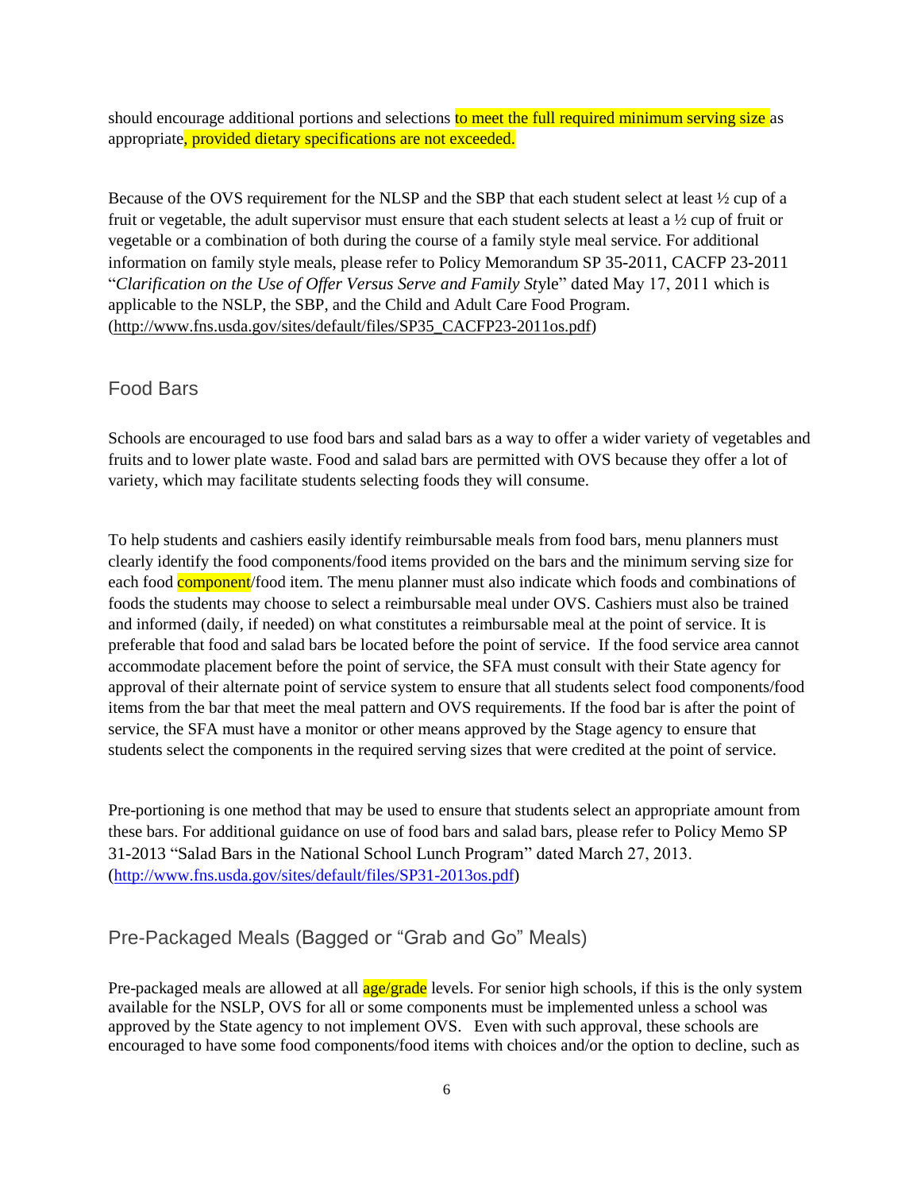should encourage additional portions and selections to meet the full required minimum serving size as appropriate, provided dietary specifications are not exceeded.

Because of the OVS requirement for the NLSP and the SBP that each student select at least ½ cup of a fruit or vegetable, the adult supervisor must ensure that each student selects at least a ½ cup of fruit or vegetable or a combination of both during the course of a family style meal service. For additional information on family style meals, please refer to Policy Memorandum SP 35-2011, CACFP 23-2011 "*Clarification on the Use of Offer Versus Serve and Family St*yle" dated May 17, 2011 which is applicable to the NSLP, the SBP, and the Child and Adult Care Food Program. (http://www.fns.usda.gov/sites/default/files/SP35_CACFP23-2011os.pdf)

## Food Bars

Schools are encouraged to use food bars and salad bars as a way to offer a wider variety of vegetables and fruits and to lower plate waste. Food and salad bars are permitted with OVS because they offer a lot of variety, which may facilitate students selecting foods they will consume.

To help students and cashiers easily identify reimbursable meals from food bars, menu planners must clearly identify the food components/food items provided on the bars and the minimum serving size for each food component/food item. The menu planner must also indicate which foods and combinations of foods the students may choose to select a reimbursable meal under OVS. Cashiers must also be trained and informed (daily, if needed) on what constitutes a reimbursable meal at the point of service. It is preferable that food and salad bars be located before the point of service. If the food service area cannot accommodate placement before the point of service, the SFA must consult with their State agency for approval of their alternate point of service system to ensure that all students select food components/food items from the bar that meet the meal pattern and OVS requirements. If the food bar is after the point of service, the SFA must have a monitor or other means approved by the Stage agency to ensure that students select the components in the required serving sizes that were credited at the point of service.

Pre-portioning is one method that may be used to ensure that students select an appropriate amount from these bars. For additional guidance on use of food bars and salad bars, please refer to Policy Memo SP 31-2013 "Salad Bars in the National School Lunch Program" dated March 27, 2013. (http://www.fns.usda.gov/sites/default/files/SP31-2013os.pdf)

## Pre-Packaged Meals (Bagged or "Grab and Go" Meals)

Pre-packaged meals are allowed at all age/grade levels. For senior high schools, if this is the only system available for the NSLP, OVS for all or some components must be implemented unless a school was approved by the State agency to not implement OVS. Even with such approval, these schools are encouraged to have some food components/food items with choices and/or the option to decline, such as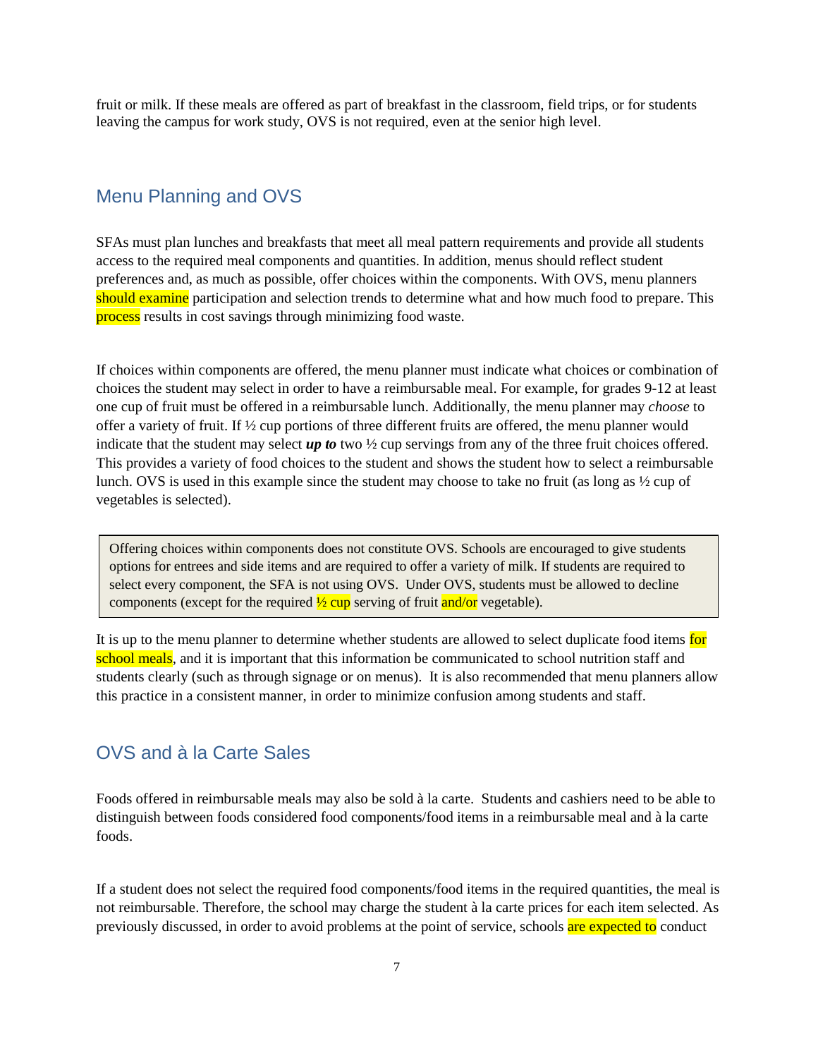fruit or milk. If these meals are offered as part of breakfast in the classroom, field trips, or for students leaving the campus for work study, OVS is not required, even at the senior high level.

## Menu Planning and OVS

SFAs must plan lunches and breakfasts that meet all meal pattern requirements and provide all students access to the required meal components and quantities. In addition, menus should reflect student preferences and, as much as possible, offer choices within the components. With OVS, menu planners should examine participation and selection trends to determine what and how much food to prepare. This process results in cost savings through minimizing food waste.

If choices within components are offered, the menu planner must indicate what choices or combination of choices the student may select in order to have a reimbursable meal. For example, for grades 9-12 at least one cup of fruit must be offered in a reimbursable lunch. Additionally, the menu planner may *choose* to offer a variety of fruit. If ½ cup portions of three different fruits are offered, the menu planner would indicate that the student may select ***up to*** two ½ cup servings from any of the three fruit choices offered. This provides a variety of food choices to the student and shows the student how to select a reimbursable lunch. OVS is used in this example since the student may choose to take no fruit (as long as ½ cup of vegetables is selected).

> Offering choices within components does not constitute OVS. Schools are encouraged to give students options for entrees and side items and are required to offer a variety of milk. If students are required to select every component, the SFA is not using OVS. Under OVS, students must be allowed to decline components (except for the required ½ cup serving of fruit and/or vegetable).

It is up to the menu planner to determine whether students are allowed to select duplicate food items for school meals, and it is important that this information be communicated to school nutrition staff and students clearly (such as through signage or on menus). It is also recommended that menu planners allow this practice in a consistent manner, in order to minimize confusion among students and staff.

## OVS and à la Carte Sales

Foods offered in reimbursable meals may also be sold à la carte. Students and cashiers need to be able to distinguish between foods considered food components/food items in a reimbursable meal and à la carte foods.

If a student does not select the required food components/food items in the required quantities, the meal is not reimbursable. Therefore, the school may charge the student à la carte prices for each item selected. As previously discussed, in order to avoid problems at the point of service, schools are expected to conduct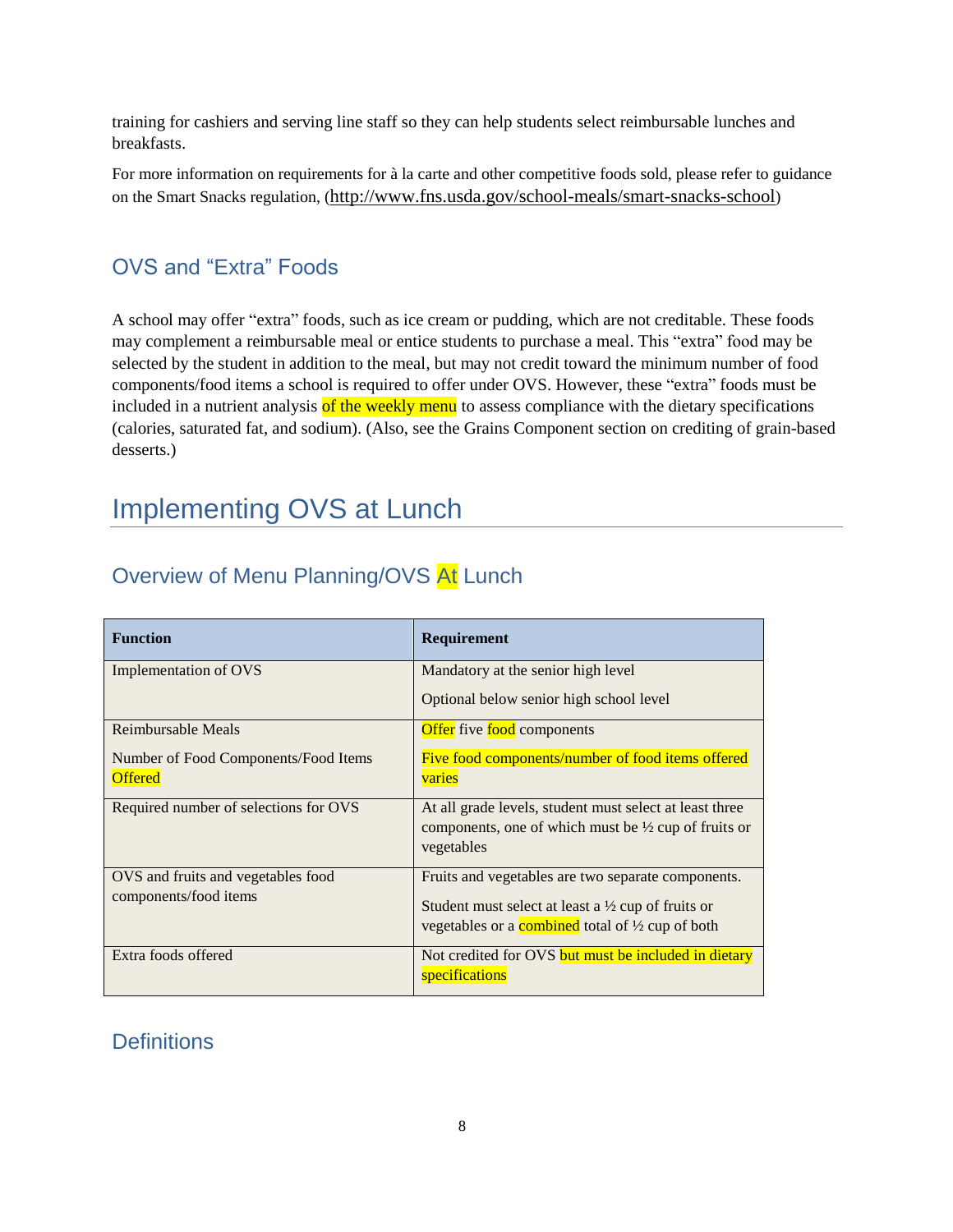training for cashiers and serving line staff so they can help students select reimbursable lunches and breakfasts.

For more information on requirements for à la carte and other competitive foods sold, please refer to guidance on the Smart Snacks regulation, (http://www.fns.usda.gov/school-meals/smart-snacks-school)

### OVS and "Extra" Foods

A school may offer "extra" foods, such as ice cream or pudding, which are not creditable. These foods may complement a reimbursable meal or entice students to purchase a meal. This "extra" food may be selected by the student in addition to the meal, but may not credit toward the minimum number of food components/food items a school is required to offer under OVS. However, these "extra" foods must be included in a nutrient analysis of the weekly menu to assess compliance with the dietary specifications (calories, saturated fat, and sodium). (Also, see the Grains Component section on crediting of grain-based desserts.)

## Implementing OVS at Lunch

### Overview of Menu Planning/OVS At Lunch

| Function | Requirement |
|---|---|
| Implementation of OVS | Mandatory at the senior high level<br><br>Optional below senior high school level |
| Reimbursable Meals<br><br>Number of Food Components/Food Items Offered | Offer five food components<br><br>Five food components/number of food items offered varies |
| Required number of selections for OVS | At all grade levels, student must select at least three components, one of which must be ½ cup of fruits or vegetables |
| OVS and fruits and vegetables food components/food items | Fruits and vegetables are two separate components.<br><br>Student must select at least a ½ cup of fruits or vegetables or a combined total of ½ cup of both |
| Extra foods offered | Not credited for OVS but must be included in dietary specifications |

### Definitions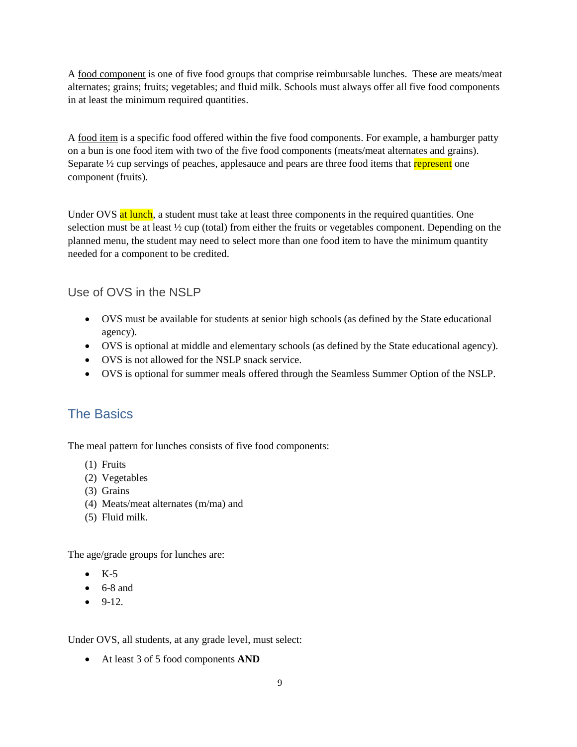A food component is one of five food groups that comprise reimbursable lunches. These are meats/meat alternates; grains; fruits; vegetables; and fluid milk. Schools must always offer all five food components in at least the minimum required quantities.

A food item is a specific food offered within the five food components. For example, a hamburger patty on a bun is one food item with two of the five food components (meats/meat alternates and grains). Separate ½ cup servings of peaches, applesauce and pears are three food items that represent one component (fruits).

Under OVS at lunch, a student must take at least three components in the required quantities. One selection must be at least ½ cup (total) from either the fruits or vegetables component. Depending on the planned menu, the student may need to select more than one food item to have the minimum quantity needed for a component to be credited.

### Use of OVS in the NSLP

- OVS must be available for students at senior high schools (as defined by the State educational agency).
- OVS is optional at middle and elementary schools (as defined by the State educational agency).
- OVS is not allowed for the NSLP snack service.
- OVS is optional for summer meals offered through the Seamless Summer Option of the NSLP.

## The Basics

The meal pattern for lunches consists of five food components:

(1) Fruits
(2) Vegetables
(3) Grains
(4) Meats/meat alternates (m/ma) and
(5) Fluid milk.

The age/grade groups for lunches are:

- K-5
- 6-8 and
- 9-12.

Under OVS, all students, at any grade level, must select:

- At least 3 of 5 food components **AND**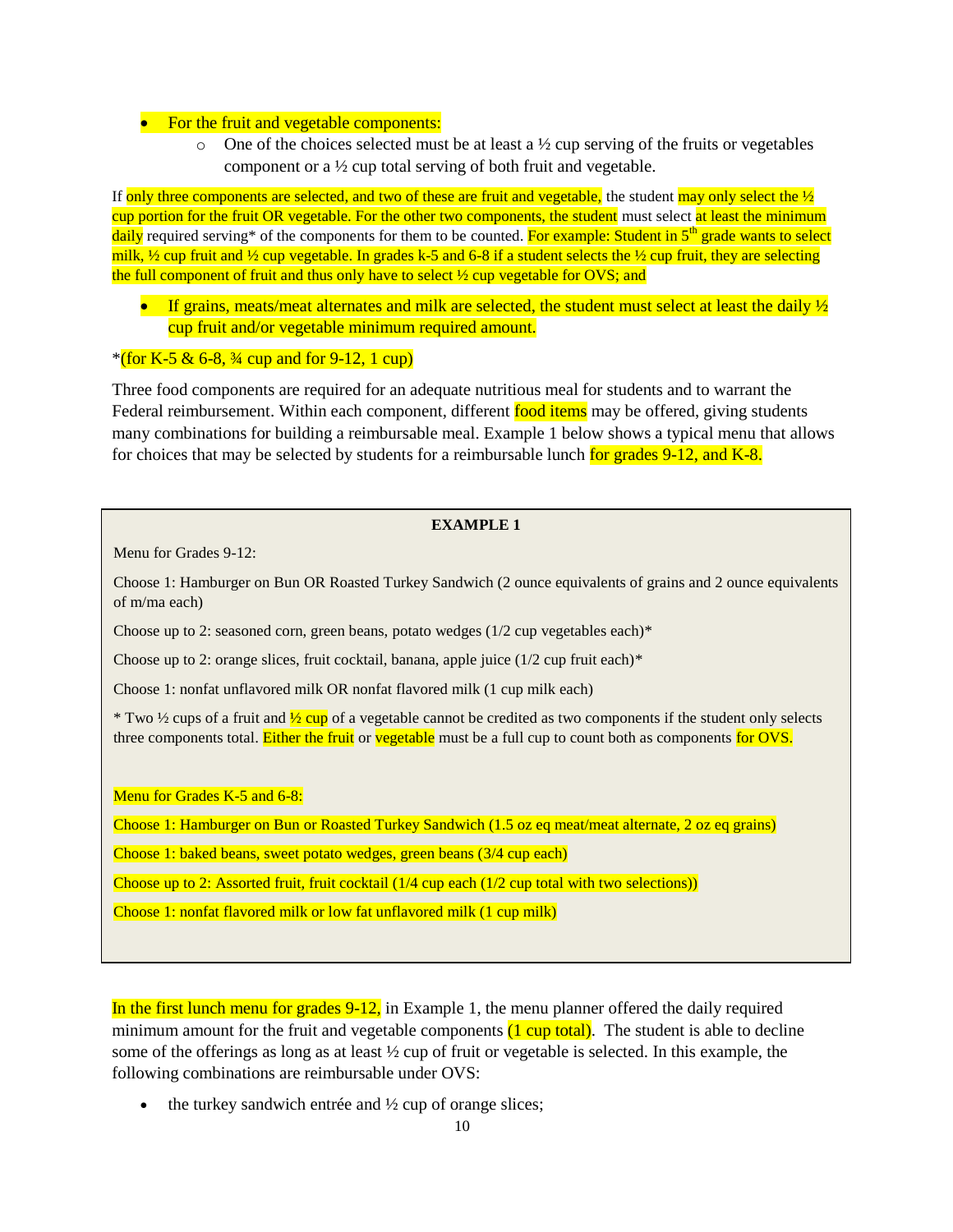- For the fruit and vegetable components:
  - One of the choices selected must be at least a ½ cup serving of the fruits or vegetables component or a ½ cup total serving of both fruit and vegetable.

If only three components are selected, and two of these are fruit and vegetable, the student may only select the ½ cup portion for the fruit OR vegetable. For the other two components, the student must select at least the minimum daily required serving* of the components for them to be counted. For example: Student in 5th grade wants to select milk, ½ cup fruit and ½ cup vegetable. In grades k-5 and 6-8 if a student selects the ½ cup fruit, they are selecting the full component of fruit and thus only have to select ½ cup vegetable for OVS; and

- If grains, meats/meat alternates and milk are selected, the student must select at least the daily ½ cup fruit and/or vegetable minimum required amount.

*(for K-5 & 6-8, ¾ cup and for 9-12, 1 cup)

Three food components are required for an adequate nutritious meal for students and to warrant the Federal reimbursement. Within each component, different food items may be offered, giving students many combinations for building a reimbursable meal. Example 1 below shows a typical menu that allows for choices that may be selected by students for a reimbursable lunch for grades 9-12, and K-8.

**EXAMPLE 1**

Menu for Grades 9-12:

Choose 1: Hamburger on Bun OR Roasted Turkey Sandwich (2 ounce equivalents of grains and 2 ounce equivalents of m/ma each)

Choose up to 2: seasoned corn, green beans, potato wedges (1/2 cup vegetables each)*

Choose up to 2: orange slices, fruit cocktail, banana, apple juice (1/2 cup fruit each)*

Choose 1: nonfat unflavored milk OR nonfat flavored milk (1 cup milk each)

* Two ½ cups of a fruit and ½ cup of a vegetable cannot be credited as two components if the student only selects three components total. Either the fruit or vegetable must be a full cup to count both as components for OVS.

Menu for Grades K-5 and 6-8:

Choose 1: Hamburger on Bun or Roasted Turkey Sandwich (1.5 oz eq meat/meat alternate, 2 oz eq grains)

Choose 1: baked beans, sweet potato wedges, green beans (3/4 cup each)

Choose up to 2: Assorted fruit, fruit cocktail (1/4 cup each (1/2 cup total with two selections))

Choose 1: nonfat flavored milk or low fat unflavored milk (1 cup milk)

In the first lunch menu for grades 9-12, in Example 1, the menu planner offered the daily required minimum amount for the fruit and vegetable components (1 cup total). The student is able to decline some of the offerings as long as at least ½ cup of fruit or vegetable is selected. In this example, the following combinations are reimbursable under OVS:

- the turkey sandwich entrée and ½ cup of orange slices;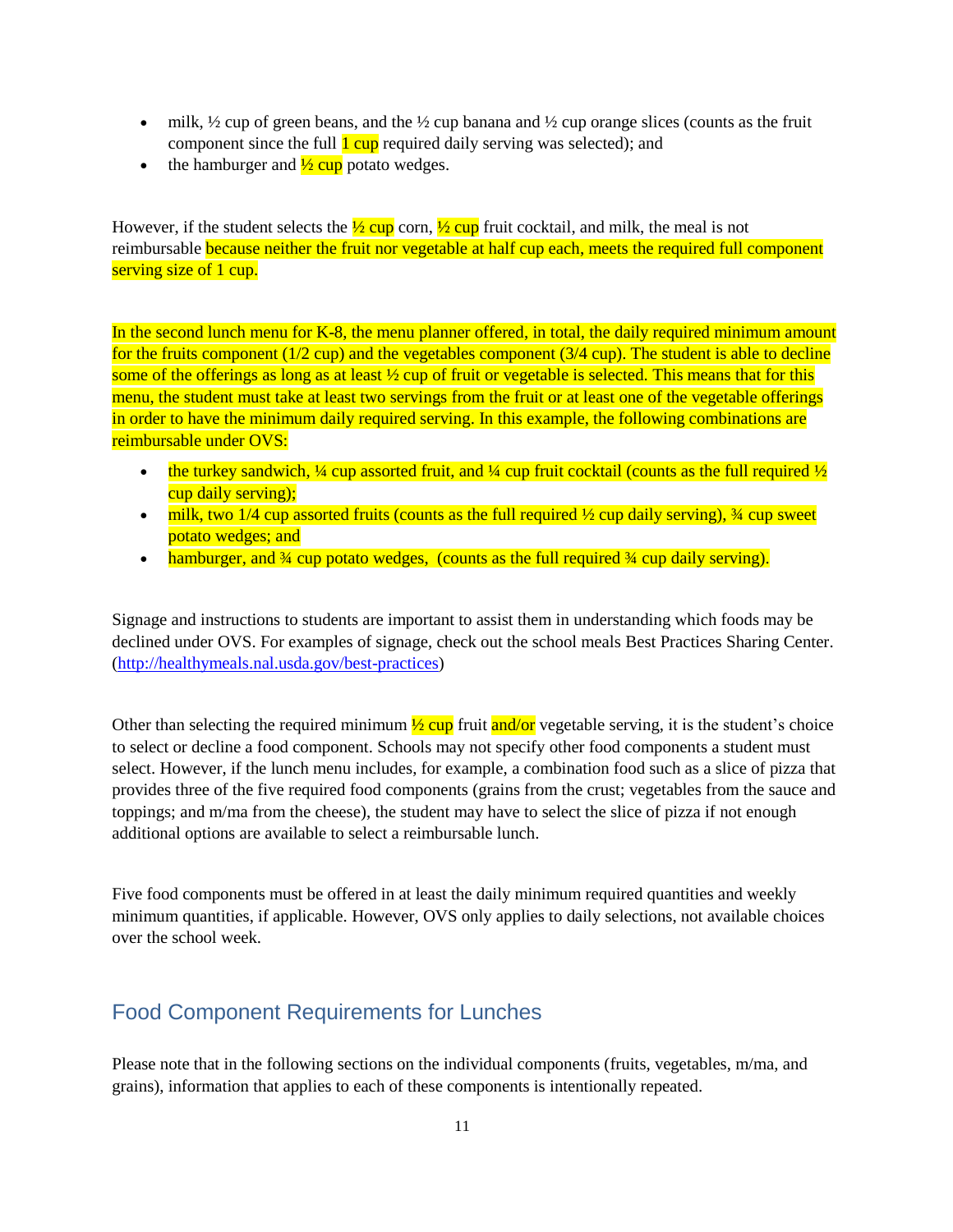- milk, ½ cup of green beans, and the ½ cup banana and ½ cup orange slices (counts as the fruit component since the full 1 cup required daily serving was selected); and
- the hamburger and ½ cup potato wedges.

However, if the student selects the ½ cup corn, ½ cup fruit cocktail, and milk, the meal is not reimbursable because neither the fruit nor vegetable at half cup each, meets the required full component serving size of 1 cup.

In the second lunch menu for K-8, the menu planner offered, in total, the daily required minimum amount for the fruits component (1/2 cup) and the vegetables component (3/4 cup). The student is able to decline some of the offerings as long as at least ½ cup of fruit or vegetable is selected. This means that for this menu, the student must take at least two servings from the fruit or at least one of the vegetable offerings in order to have the minimum daily required serving. In this example, the following combinations are reimbursable under OVS:

- the turkey sandwich, ¼ cup assorted fruit, and ¼ cup fruit cocktail (counts as the full required ½ cup daily serving);
- milk, two 1/4 cup assorted fruits (counts as the full required ½ cup daily serving), ¾ cup sweet potato wedges; and
- hamburger, and ¾ cup potato wedges, (counts as the full required ¾ cup daily serving).

Signage and instructions to students are important to assist them in understanding which foods may be declined under OVS. For examples of signage, check out the school meals Best Practices Sharing Center. (http://healthymeals.nal.usda.gov/best-practices)

Other than selecting the required minimum ½ cup fruit and/or vegetable serving, it is the student's choice to select or decline a food component. Schools may not specify other food components a student must select. However, if the lunch menu includes, for example, a combination food such as a slice of pizza that provides three of the five required food components (grains from the crust; vegetables from the sauce and toppings; and m/ma from the cheese), the student may have to select the slice of pizza if not enough additional options are available to select a reimbursable lunch.

Five food components must be offered in at least the daily minimum required quantities and weekly minimum quantities, if applicable. However, OVS only applies to daily selections, not available choices over the school week.

## Food Component Requirements for Lunches

Please note that in the following sections on the individual components (fruits, vegetables, m/ma, and grains), information that applies to each of these components is intentionally repeated.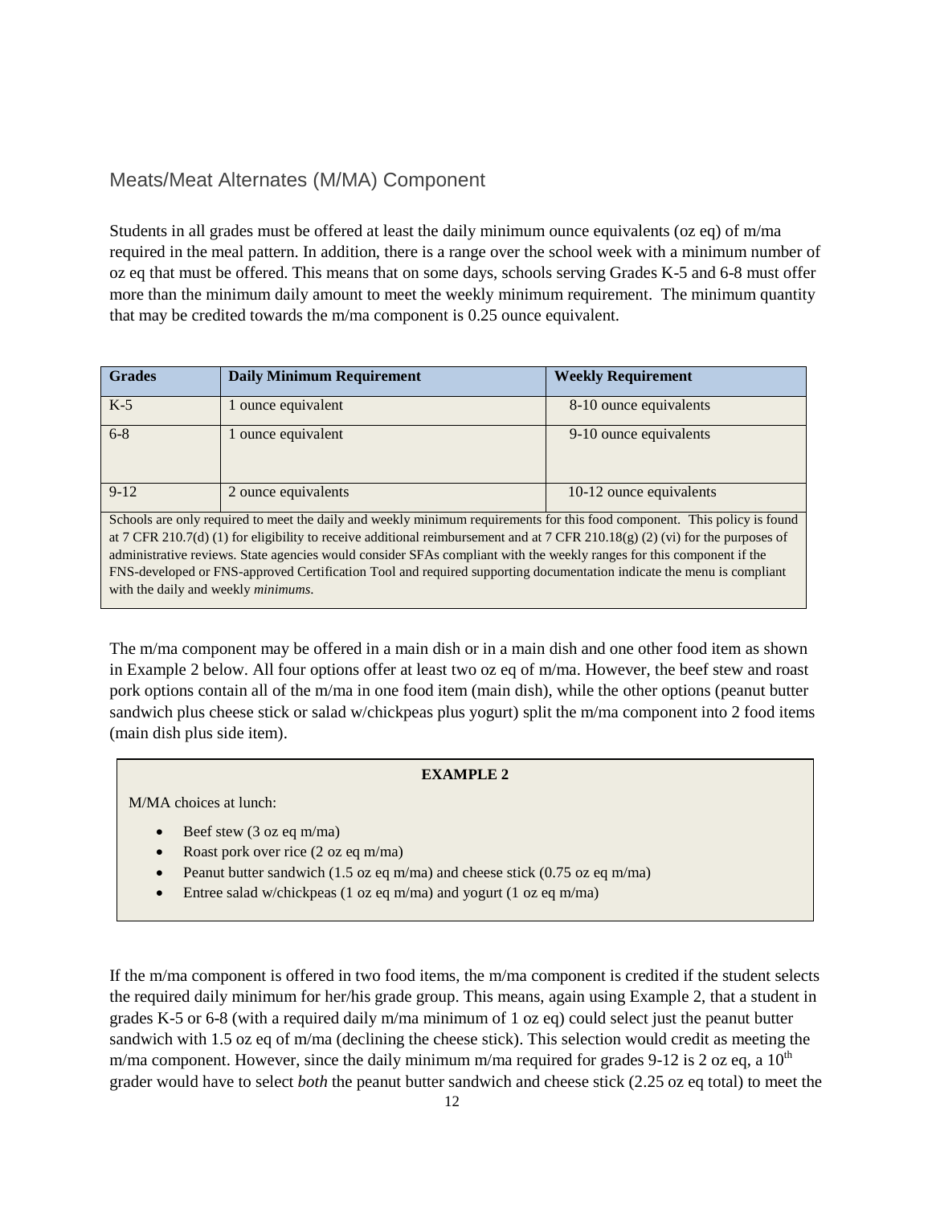## Meats/Meat Alternates (M/MA) Component

Students in all grades must be offered at least the daily minimum ounce equivalents (oz eq) of m/ma required in the meal pattern. In addition, there is a range over the school week with a minimum number of oz eq that must be offered. This means that on some days, schools serving Grades K-5 and 6-8 must offer more than the minimum daily amount to meet the weekly minimum requirement. The minimum quantity that may be credited towards the m/ma component is 0.25 ounce equivalent.

| Grades | Daily Minimum Requirement | Weekly Requirement |
|---|---|---|
| K-5 | 1 ounce equivalent | 8-10 ounce equivalents |
| 6-8 | 1 ounce equivalent | 9-10 ounce equivalents |
| 9-12 | 2 ounce equivalents | 10-12 ounce equivalents |
| Schools are only required to meet the daily and weekly minimum requirements for this food component. This policy is found at 7 CFR 210.7(d) (1) for eligibility to receive additional reimbursement and at 7 CFR 210.18(g) (2) (vi) for the purposes of administrative reviews. State agencies would consider SFAs compliant with the weekly ranges for this component if the FNS-developed or FNS-approved Certification Tool and required supporting documentation indicate the menu is compliant with the daily and weekly *minimums*. | | |

The m/ma component may be offered in a main dish or in a main dish and one other food item as shown in Example 2 below. All four options offer at least two oz eq of m/ma. However, the beef stew and roast pork options contain all of the m/ma in one food item (main dish), while the other options (peanut butter sandwich plus cheese stick or salad w/chickpeas plus yogurt) split the m/ma component into 2 food items (main dish plus side item).

**EXAMPLE 2**

M/MA choices at lunch:

- Beef stew (3 oz eq m/ma)
- Roast pork over rice (2 oz eq m/ma)
- Peanut butter sandwich (1.5 oz eq m/ma) and cheese stick (0.75 oz eq m/ma)
- Entree salad w/chickpeas (1 oz eq m/ma) and yogurt (1 oz eq m/ma)

If the m/ma component is offered in two food items, the m/ma component is credited if the student selects the required daily minimum for her/his grade group. This means, again using Example 2, that a student in grades K-5 or 6-8 (with a required daily m/ma minimum of 1 oz eq) could select just the peanut butter sandwich with 1.5 oz eq of m/ma (declining the cheese stick). This selection would credit as meeting the m/ma component. However, since the daily minimum m/ma required for grades 9-12 is 2 oz eq, a 10th grader would have to select *both* the peanut butter sandwich and cheese stick (2.25 oz eq total) to meet the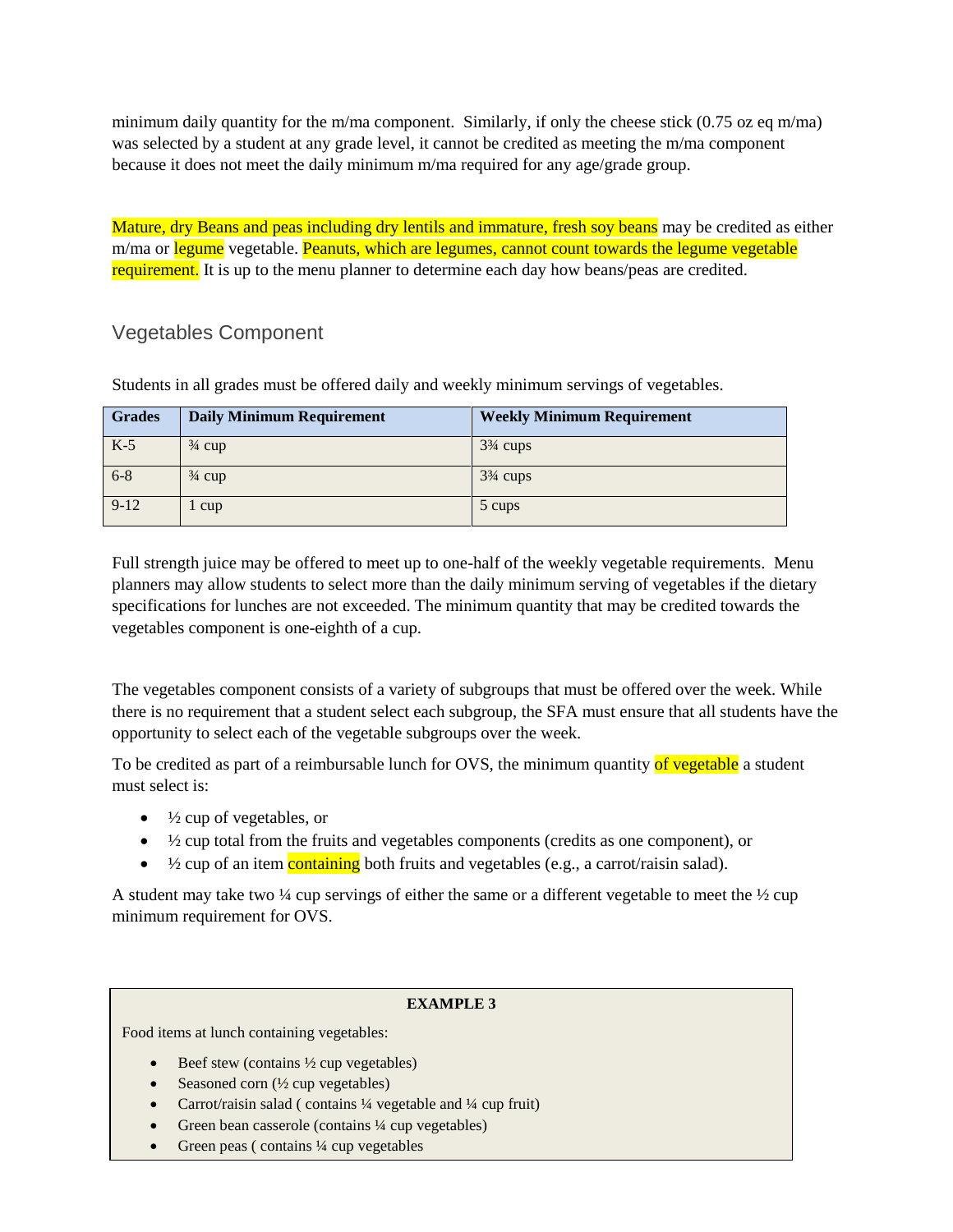minimum daily quantity for the m/ma component. Similarly, if only the cheese stick (0.75 oz eq m/ma) was selected by a student at any grade level, it cannot be credited as meeting the m/ma component because it does not meet the daily minimum m/ma required for any age/grade group.

Mature, dry Beans and peas including dry lentils and immature, fresh soy beans may be credited as either m/ma or legume vegetable. Peanuts, which are legumes, cannot count towards the legume vegetable requirement. It is up to the menu planner to determine each day how beans/peas are credited.

## Vegetables Component

Students in all grades must be offered daily and weekly minimum servings of vegetables.

| Grades | Daily Minimum Requirement | Weekly Minimum Requirement |
|---|---|---|
| K-5 | ¾ cup | 3¾ cups |
| 6-8 | ¾ cup | 3¾ cups |
| 9-12 | 1 cup | 5 cups |

Full strength juice may be offered to meet up to one-half of the weekly vegetable requirements. Menu planners may allow students to select more than the daily minimum serving of vegetables if the dietary specifications for lunches are not exceeded. The minimum quantity that may be credited towards the vegetables component is one-eighth of a cup.

The vegetables component consists of a variety of subgroups that must be offered over the week. While there is no requirement that a student select each subgroup, the SFA must ensure that all students have the opportunity to select each of the vegetable subgroups over the week.

To be credited as part of a reimbursable lunch for OVS, the minimum quantity of vegetable a student must select is:

- ½ cup of vegetables, or
- ½ cup total from the fruits and vegetables components (credits as one component), or
- ½ cup of an item containing both fruits and vegetables (e.g., a carrot/raisin salad).

A student may take two ¼ cup servings of either the same or a different vegetable to meet the ½ cup minimum requirement for OVS.

**EXAMPLE 3**

Food items at lunch containing vegetables:

- Beef stew (contains ½ cup vegetables)
- Seasoned corn (½ cup vegetables)
- Carrot/raisin salad ( contains ¼ vegetable and ¼ cup fruit)
- Green bean casserole (contains ¼ cup vegetables)
- Green peas ( contains ¼ cup vegetables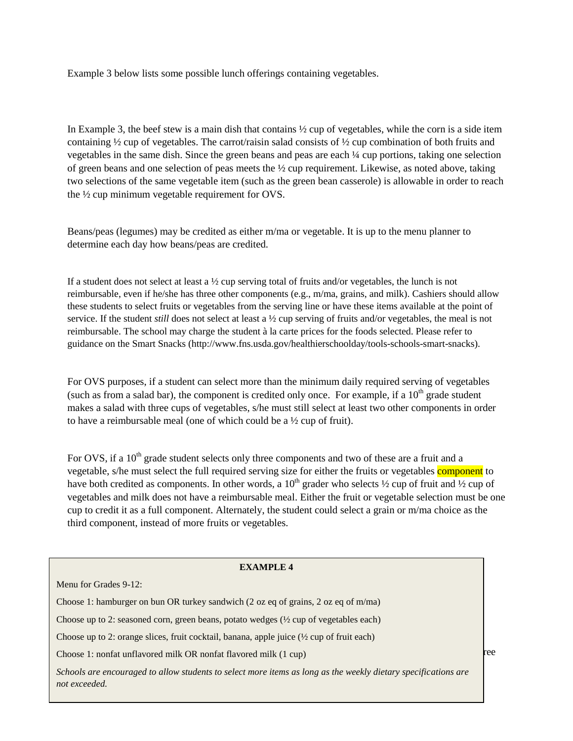Example 3 below lists some possible lunch offerings containing vegetables.

In Example 3, the beef stew is a main dish that contains ½ cup of vegetables, while the corn is a side item containing ½ cup of vegetables. The carrot/raisin salad consists of ½ cup combination of both fruits and vegetables in the same dish. Since the green beans and peas are each ¼ cup portions, taking one selection of green beans and one selection of peas meets the ½ cup requirement. Likewise, as noted above, taking two selections of the same vegetable item (such as the green bean casserole) is allowable in order to reach the ½ cup minimum vegetable requirement for OVS.

Beans/peas (legumes) may be credited as either m/ma or vegetable. It is up to the menu planner to determine each day how beans/peas are credited.

If a student does not select at least a ½ cup serving total of fruits and/or vegetables, the lunch is not reimbursable, even if he/she has three other components (e.g., m/ma, grains, and milk). Cashiers should allow these students to select fruits or vegetables from the serving line or have these items available at the point of service. If the student *still* does not select at least a ½ cup serving of fruits and/or vegetables, the meal is not reimbursable. The school may charge the student à la carte prices for the foods selected. Please refer to guidance on the Smart Snacks (http://www.fns.usda.gov/healthierschoolday/tools-schools-smart-snacks).

For OVS purposes, if a student can select more than the minimum daily required serving of vegetables (such as from a salad bar), the component is credited only once. For example, if a 10th grade student makes a salad with three cups of vegetables, s/he must still select at least two other components in order to have a reimbursable meal (one of which could be a ½ cup of fruit).

For OVS, if a 10th grade student selects only three components and two of these are a fruit and a vegetable, s/he must select the full required serving size for either the fruits or vegetables component to have both credited as components. In other words, a 10th grader who selects ½ cup of fruit and ½ cup of vegetables and milk does not have a reimbursable meal. Either the fruit or vegetable selection must be one cup to credit it as a full component. Alternately, the student could select a grain or m/ma choice as the third component, instead of more fruits or vegetables.

**EXAMPLE 4**

Menu for Grades 9-12:

Choose 1: hamburger on bun OR turkey sandwich (2 oz eq of grains, 2 oz eq of m/ma)

Choose up to 2: seasoned corn, green beans, potato wedges (½ cup of vegetables each)

Choose up to 2: orange slices, fruit cocktail, banana, apple juice (½ cup of fruit each)

Choose 1: nonfat unflavored milk OR nonfat flavored milk (1 cup)

*Schools are encouraged to allow students to select more items as long as the weekly dietary specifications are not exceeded.*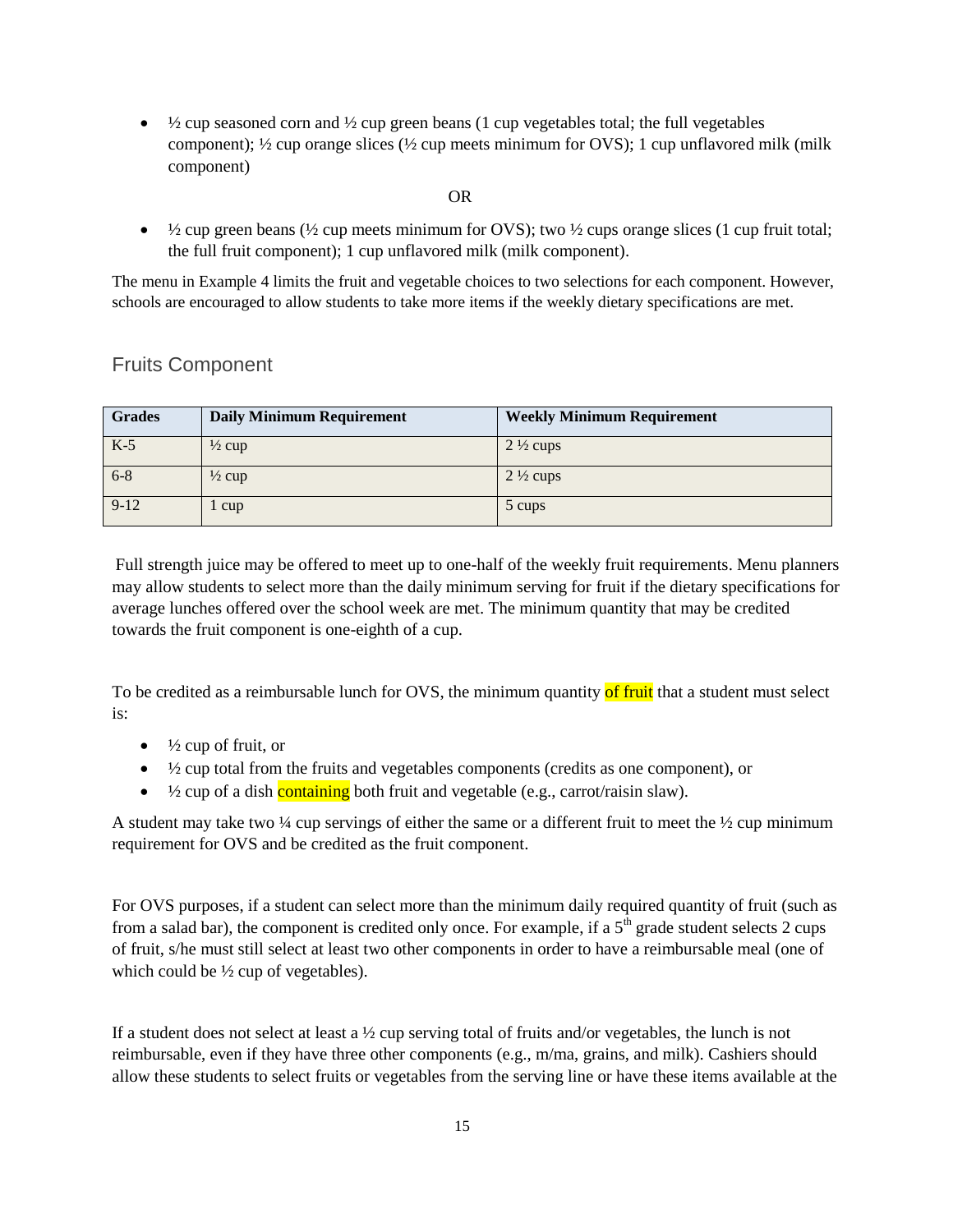- ½ cup seasoned corn and ½ cup green beans (1 cup vegetables total; the full vegetables component); ½ cup orange slices (½ cup meets minimum for OVS); 1 cup unflavored milk (milk component)

OR

- ½ cup green beans (½ cup meets minimum for OVS); two ½ cups orange slices (1 cup fruit total; the full fruit component); 1 cup unflavored milk (milk component).

The menu in Example 4 limits the fruit and vegetable choices to two selections for each component. However, schools are encouraged to allow students to take more items if the weekly dietary specifications are met.

## Fruits Component

| Grades | Daily Minimum Requirement | Weekly Minimum Requirement |
| --- | --- | --- |
| K-5 | ½ cup | 2 ½ cups |
| 6-8 | ½ cup | 2 ½ cups |
| 9-12 | 1 cup | 5 cups |

Full strength juice may be offered to meet up to one-half of the weekly fruit requirements. Menu planners may allow students to select more than the daily minimum serving for fruit if the dietary specifications for average lunches offered over the school week are met. The minimum quantity that may be credited towards the fruit component is one-eighth of a cup.

To be credited as a reimbursable lunch for OVS, the minimum quantity of fruit that a student must select is:

- ½ cup of fruit, or
- ½ cup total from the fruits and vegetables components (credits as one component), or
- ½ cup of a dish containing both fruit and vegetable (e.g., carrot/raisin slaw).

A student may take two ¼ cup servings of either the same or a different fruit to meet the ½ cup minimum requirement for OVS and be credited as the fruit component.

For OVS purposes, if a student can select more than the minimum daily required quantity of fruit (such as from a salad bar), the component is credited only once. For example, if a 5th grade student selects 2 cups of fruit, s/he must still select at least two other components in order to have a reimbursable meal (one of which could be ½ cup of vegetables).

If a student does not select at least a ½ cup serving total of fruits and/or vegetables, the lunch is not reimbursable, even if they have three other components (e.g., m/ma, grains, and milk). Cashiers should allow these students to select fruits or vegetables from the serving line or have these items available at the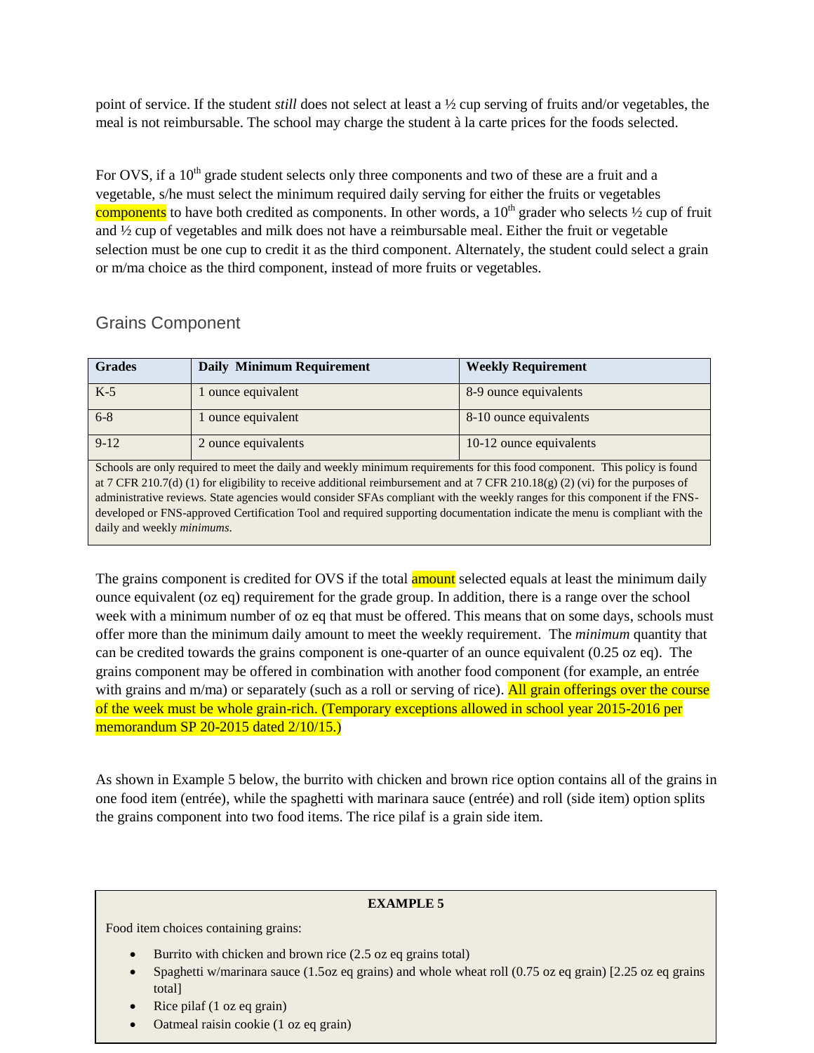point of service. If the student *still* does not select at least a ½ cup serving of fruits and/or vegetables, the meal is not reimbursable. The school may charge the student à la carte prices for the foods selected.

For OVS, if a 10th grade student selects only three components and two of these are a fruit and a vegetable, s/he must select the minimum required daily serving for either the fruits or vegetables components to have both credited as components. In other words, a 10th grader who selects ½ cup of fruit and ½ cup of vegetables and milk does not have a reimbursable meal. Either the fruit or vegetable selection must be one cup to credit it as the third component. Alternately, the student could select a grain or m/ma choice as the third component, instead of more fruits or vegetables.

## Grains Component

| Grades | Daily Minimum Requirement | Weekly Requirement |
|---|---|---|
| K-5 | 1 ounce equivalent | 8-9 ounce equivalents |
| 6-8 | 1 ounce equivalent | 8-10 ounce equivalents |
| 9-12 | 2 ounce equivalents | 10-12 ounce equivalents |
| Schools are only required to meet the daily and weekly minimum requirements for this food component. This policy is found at 7 CFR 210.7(d) (1) for eligibility to receive additional reimbursement and at 7 CFR 210.18(g) (2) (vi) for the purposes of administrative reviews. State agencies would consider SFAs compliant with the weekly ranges for this component if the FNS-developed or FNS-approved Certification Tool and required supporting documentation indicate the menu is compliant with the daily and weekly *minimums*. | | |

The grains component is credited for OVS if the total amount selected equals at least the minimum daily ounce equivalent (oz eq) requirement for the grade group. In addition, there is a range over the school week with a minimum number of oz eq that must be offered. This means that on some days, schools must offer more than the minimum daily amount to meet the weekly requirement. The *minimum* quantity that can be credited towards the grains component is one-quarter of an ounce equivalent (0.25 oz eq). The grains component may be offered in combination with another food component (for example, an entrée with grains and m/ma) or separately (such as a roll or serving of rice). All grain offerings over the course of the week must be whole grain-rich. (Temporary exceptions allowed in school year 2015-2016 per memorandum SP 20-2015 dated 2/10/15.)

As shown in Example 5 below, the burrito with chicken and brown rice option contains all of the grains in one food item (entrée), while the spaghetti with marinara sauce (entrée) and roll (side item) option splits the grains component into two food items. The rice pilaf is a grain side item.

**EXAMPLE 5**

Food item choices containing grains:

- Burrito with chicken and brown rice (2.5 oz eq grains total)
- Spaghetti w/marinara sauce (1.5oz eq grains) and whole wheat roll (0.75 oz eq grain) [2.25 oz eq grains total]
- Rice pilaf (1 oz eq grain)
- Oatmeal raisin cookie (1 oz eq grain)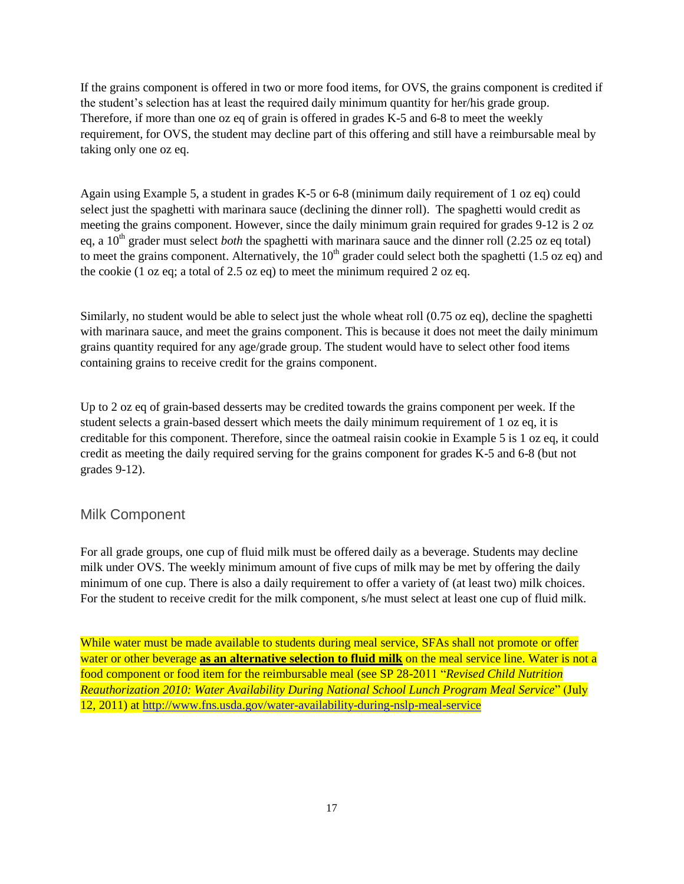If the grains component is offered in two or more food items, for OVS, the grains component is credited if the student's selection has at least the required daily minimum quantity for her/his grade group. Therefore, if more than one oz eq of grain is offered in grades K-5 and 6-8 to meet the weekly requirement, for OVS, the student may decline part of this offering and still have a reimbursable meal by taking only one oz eq.

Again using Example 5, a student in grades K-5 or 6-8 (minimum daily requirement of 1 oz eq) could select just the spaghetti with marinara sauce (declining the dinner roll). The spaghetti would credit as meeting the grains component. However, since the daily minimum grain required for grades 9-12 is 2 oz eq, a 10th grader must select *both* the spaghetti with marinara sauce and the dinner roll (2.25 oz eq total) to meet the grains component. Alternatively, the 10th grader could select both the spaghetti (1.5 oz eq) and the cookie (1 oz eq; a total of 2.5 oz eq) to meet the minimum required 2 oz eq.

Similarly, no student would be able to select just the whole wheat roll (0.75 oz eq), decline the spaghetti with marinara sauce, and meet the grains component. This is because it does not meet the daily minimum grains quantity required for any age/grade group. The student would have to select other food items containing grains to receive credit for the grains component.

Up to 2 oz eq of grain-based desserts may be credited towards the grains component per week. If the student selects a grain-based dessert which meets the daily minimum requirement of 1 oz eq, it is creditable for this component. Therefore, since the oatmeal raisin cookie in Example 5 is 1 oz eq, it could credit as meeting the daily required serving for the grains component for grades K-5 and 6-8 (but not grades 9-12).

## Milk Component

For all grade groups, one cup of fluid milk must be offered daily as a beverage. Students may decline milk under OVS. The weekly minimum amount of five cups of milk may be met by offering the daily minimum of one cup. There is also a daily requirement to offer a variety of (at least two) milk choices. For the student to receive credit for the milk component, s/he must select at least one cup of fluid milk.

While water must be made available to students during meal service, SFAs shall not promote or offer water or other beverage **as an alternative selection to fluid milk** on the meal service line. Water is not a food component or food item for the reimbursable meal (see SP 28-2011 "*Revised Child Nutrition Reauthorization 2010: Water Availability During National School Lunch Program Meal Service*" (July 12, 2011) at http://www.fns.usda.gov/water-availability-during-nslp-meal-service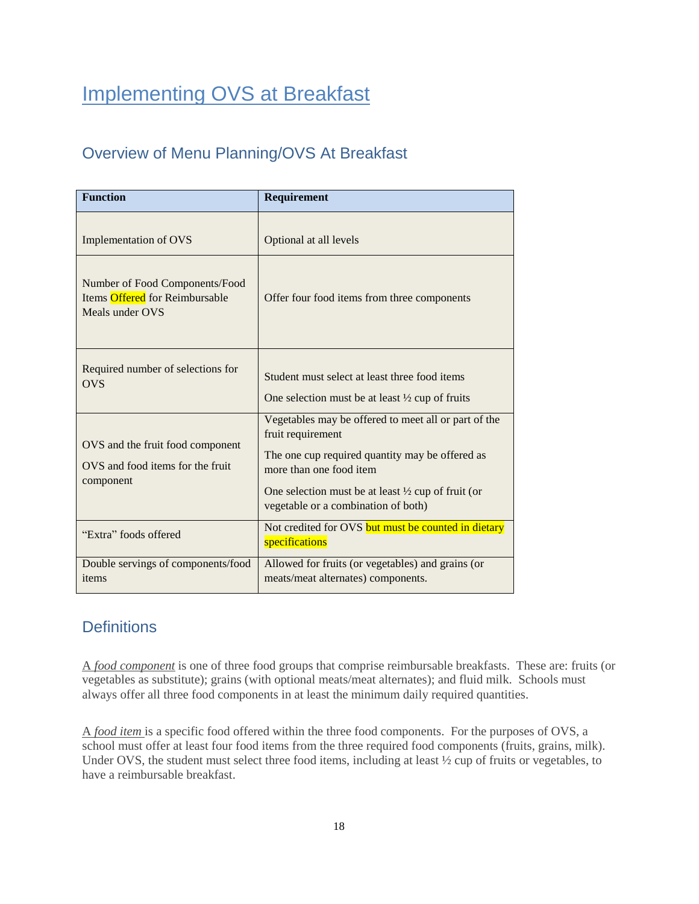# Implementing OVS at Breakfast

## Overview of Menu Planning/OVS At Breakfast

| Function | Requirement |
|---|---|
| Implementation of OVS | Optional at all levels |
| Number of Food Components/Food Items Offered for Reimbursable Meals under OVS | Offer four food items from three components |
| Required number of selections for OVS | Student must select at least three food items<br>One selection must be at least ½ cup of fruits |
| OVS and the fruit food component<br>OVS and food items for the fruit component | Vegetables may be offered to meet all or part of the fruit requirement<br>The one cup required quantity may be offered as more than one food item<br>One selection must be at least ½ cup of fruit (or vegetable or a combination of both) |
| "Extra" foods offered | Not credited for OVS but must be counted in dietary specifications |
| Double servings of components/food items | Allowed for fruits (or vegetables) and grains (or meats/meat alternates) components. |

## Definitions

A *food component* is one of three food groups that comprise reimbursable breakfasts. These are: fruits (or vegetables as substitute); grains (with optional meats/meat alternates); and fluid milk. Schools must always offer all three food components in at least the minimum daily required quantities.

A *food item* is a specific food offered within the three food components. For the purposes of OVS, a school must offer at least four food items from the three required food components (fruits, grains, milk). Under OVS, the student must select three food items, including at least ½ cup of fruits or vegetables, to have a reimbursable breakfast.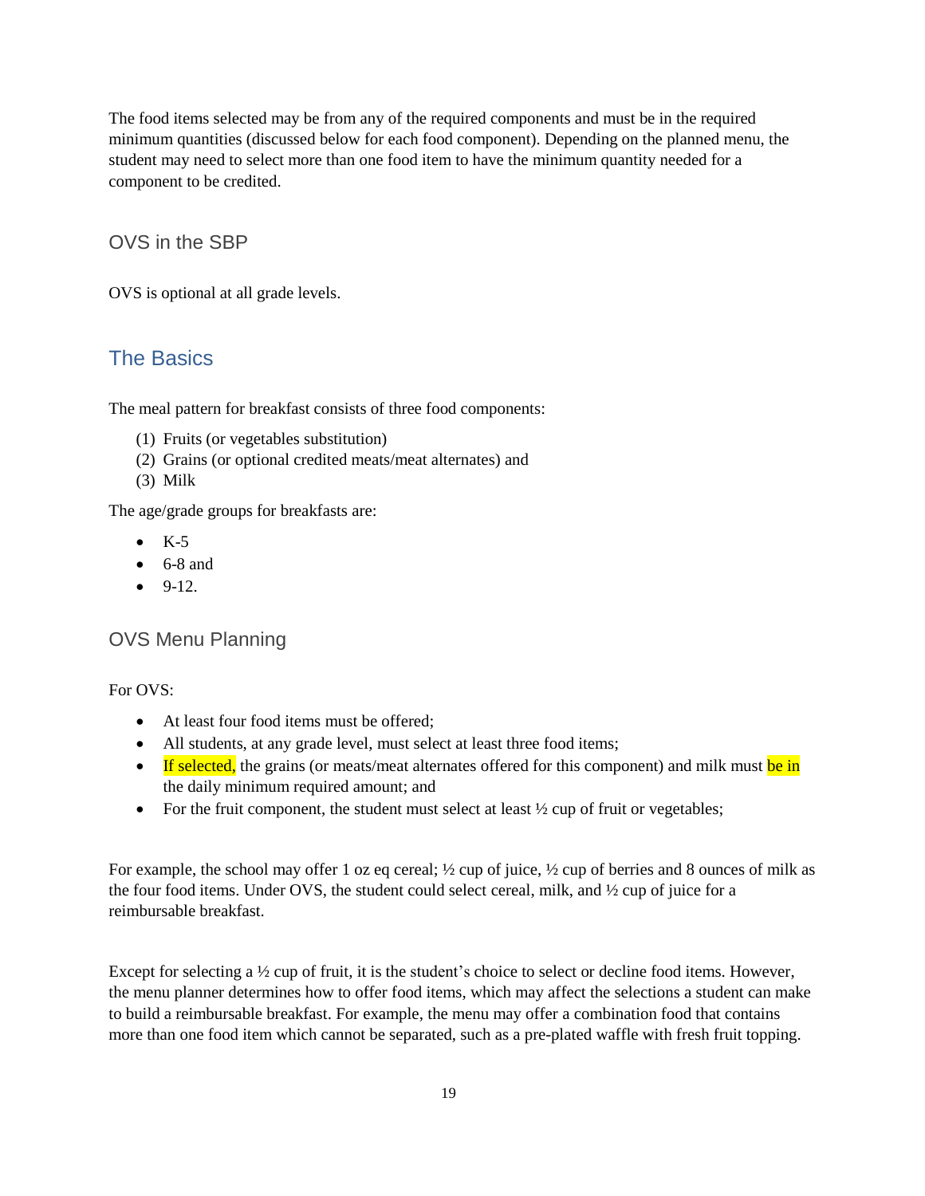The food items selected may be from any of the required components and must be in the required minimum quantities (discussed below for each food component). Depending on the planned menu, the student may need to select more than one food item to have the minimum quantity needed for a component to be credited.

### OVS in the SBP

OVS is optional at all grade levels.

## The Basics

The meal pattern for breakfast consists of three food components:

(1) Fruits (or vegetables substitution)
(2) Grains (or optional credited meats/meat alternates) and
(3) Milk

The age/grade groups for breakfasts are:

- K-5
- 6-8 and
- 9-12.

### OVS Menu Planning

For OVS:

- At least four food items must be offered;
- All students, at any grade level, must select at least three food items;
- If selected, the grains (or meats/meat alternates offered for this component) and milk must be in the daily minimum required amount; and
- For the fruit component, the student must select at least ½ cup of fruit or vegetables;

For example, the school may offer 1 oz eq cereal; ½ cup of juice, ½ cup of berries and 8 ounces of milk as the four food items. Under OVS, the student could select cereal, milk, and ½ cup of juice for a reimbursable breakfast.

Except for selecting a ½ cup of fruit, it is the student's choice to select or decline food items. However, the menu planner determines how to offer food items, which may affect the selections a student can make to build a reimbursable breakfast. For example, the menu may offer a combination food that contains more than one food item which cannot be separated, such as a pre-plated waffle with fresh fruit topping.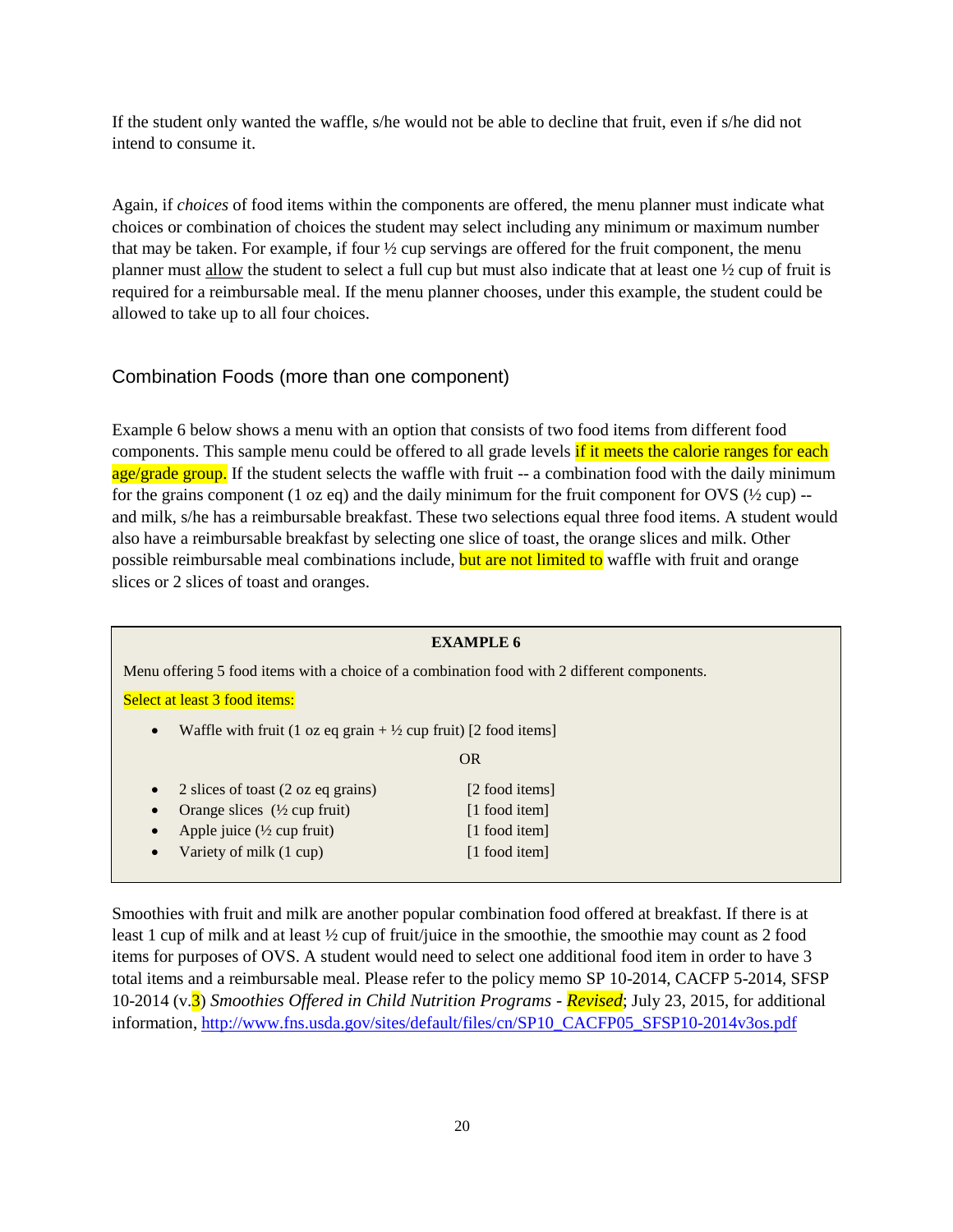If the student only wanted the waffle, s/he would not be able to decline that fruit, even if s/he did not intend to consume it.

Again, if *choices* of food items within the components are offered, the menu planner must indicate what choices or combination of choices the student may select including any minimum or maximum number that may be taken. For example, if four ½ cup servings are offered for the fruit component, the menu planner must allow the student to select a full cup but must also indicate that at least one ½ cup of fruit is required for a reimbursable meal. If the menu planner chooses, under this example, the student could be allowed to take up to all four choices.

## Combination Foods (more than one component)

Example 6 below shows a menu with an option that consists of two food items from different food components. This sample menu could be offered to all grade levels if it meets the calorie ranges for each age/grade group. If the student selects the waffle with fruit -- a combination food with the daily minimum for the grains component (1 oz eq) and the daily minimum for the fruit component for OVS (½ cup) -- and milk, s/he has a reimbursable breakfast. These two selections equal three food items. A student would also have a reimbursable breakfast by selecting one slice of toast, the orange slices and milk. Other possible reimbursable meal combinations include, but are not limited to waffle with fruit and orange slices or 2 slices of toast and oranges.

**EXAMPLE 6**

Menu offering 5 food items with a choice of a combination food with 2 different components.

Select at least 3 food items:

- Waffle with fruit (1 oz eq grain + ½ cup fruit) [2 food items]

OR

- 2 slices of toast (2 oz eq grains) [2 food items]
- Orange slices (½ cup fruit) [1 food item]
- Apple juice (½ cup fruit) [1 food item]
- Variety of milk (1 cup) [1 food item]

Smoothies with fruit and milk are another popular combination food offered at breakfast. If there is at least 1 cup of milk and at least ½ cup of fruit/juice in the smoothie, the smoothie may count as 2 food items for purposes of OVS. A student would need to select one additional food item in order to have 3 total items and a reimbursable meal. Please refer to the policy memo SP 10-2014, CACFP 5-2014, SFSP 10-2014 (v.3) *Smoothies Offered in Child Nutrition Programs - Revised*; July 23, 2015, for additional information, http://www.fns.usda.gov/sites/default/files/cn/SP10_CACFP05_SFSP10-2014v3os.pdf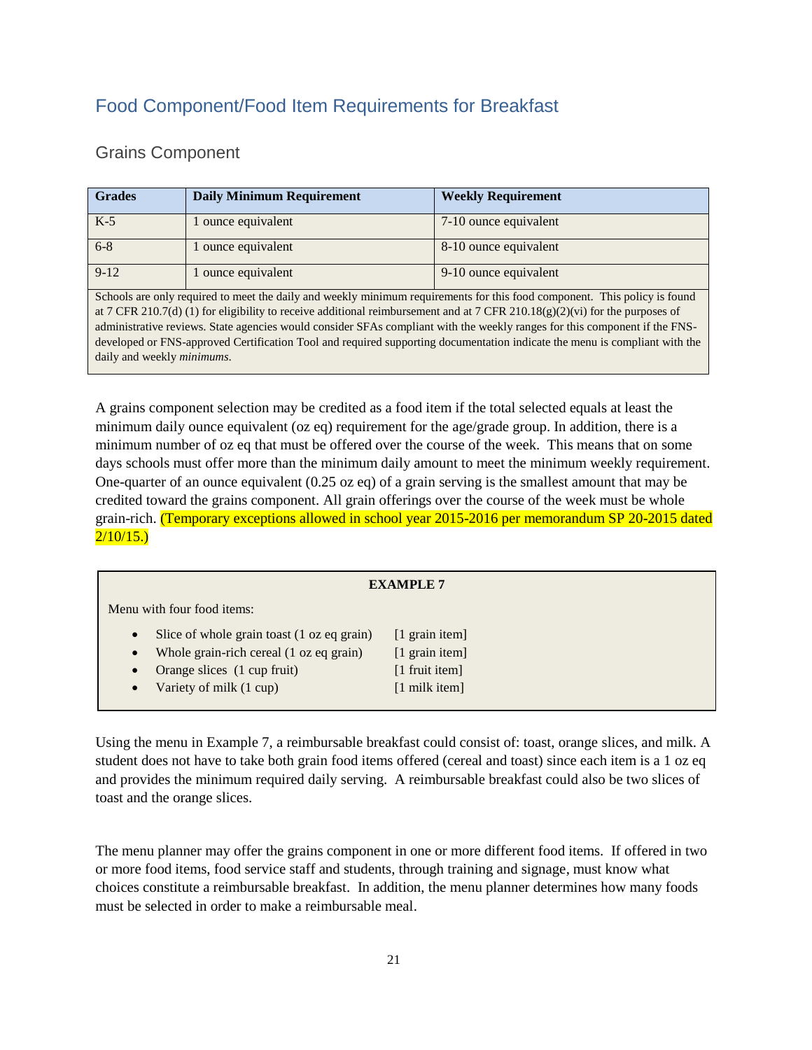## Food Component/Food Item Requirements for Breakfast

### Grains Component

| Grades | Daily Minimum Requirement | Weekly Requirement |
|---|---|---|
| K-5 | 1 ounce equivalent | 7-10 ounce equivalent |
| 6-8 | 1 ounce equivalent | 8-10 ounce equivalent |
| 9-12 | 1 ounce equivalent | 9-10 ounce equivalent |
| Schools are only required to meet the daily and weekly minimum requirements for this food component. This policy is found at 7 CFR 210.7(d) (1) for eligibility to receive additional reimbursement and at 7 CFR 210.18(g)(2)(vi) for the purposes of administrative reviews. State agencies would consider SFAs compliant with the weekly ranges for this component if the FNS-developed or FNS-approved Certification Tool and required supporting documentation indicate the menu is compliant with the daily and weekly *minimums*. | | |

A grains component selection may be credited as a food item if the total selected equals at least the minimum daily ounce equivalent (oz eq) requirement for the age/grade group. In addition, there is a minimum number of oz eq that must be offered over the course of the week. This means that on some days schools must offer more than the minimum daily amount to meet the minimum weekly requirement. One-quarter of an ounce equivalent (0.25 oz eq) of a grain serving is the smallest amount that may be credited toward the grains component. All grain offerings over the course of the week must be whole grain-rich. (Temporary exceptions allowed in school year 2015-2016 per memorandum SP 20-2015 dated 2/10/15.)

**EXAMPLE 7**

Menu with four food items:

- Slice of whole grain toast (1 oz eq grain) [1 grain item]
- Whole grain-rich cereal (1 oz eq grain) [1 grain item]
- Orange slices (1 cup fruit) [1 fruit item]
- Variety of milk (1 cup) [1 milk item]

Using the menu in Example 7, a reimbursable breakfast could consist of: toast, orange slices, and milk. A student does not have to take both grain food items offered (cereal and toast) since each item is a 1 oz eq and provides the minimum required daily serving. A reimbursable breakfast could also be two slices of toast and the orange slices.

The menu planner may offer the grains component in one or more different food items. If offered in two or more food items, food service staff and students, through training and signage, must know what choices constitute a reimbursable breakfast. In addition, the menu planner determines how many foods must be selected in order to make a reimbursable meal.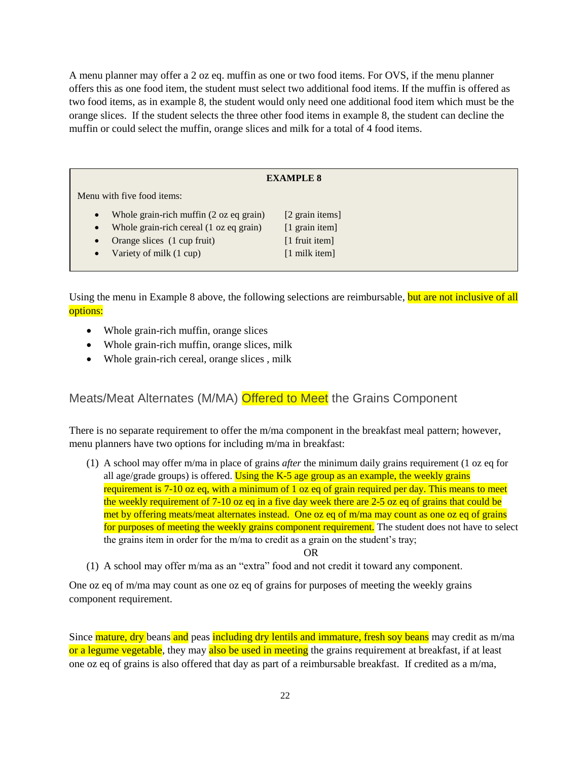A menu planner may offer a 2 oz eq. muffin as one or two food items. For OVS, if the menu planner offers this as one food item, the student must select two additional food items. If the muffin is offered as two food items, as in example 8, the student would only need one additional food item which must be the orange slices. If the student selects the three other food items in example 8, the student can decline the muffin or could select the muffin, orange slices and milk for a total of 4 food items.

> **EXAMPLE 8**
>
> Menu with five food items:
>
> - Whole grain-rich muffin (2 oz eq grain) [2 grain items]
> - Whole grain-rich cereal (1 oz eq grain) [1 grain item]
> - Orange slices (1 cup fruit) [1 fruit item]
> - Variety of milk (1 cup) [1 milk item]

Using the menu in Example 8 above, the following selections are reimbursable, but are not inclusive of all options:

- Whole grain-rich muffin, orange slices
- Whole grain-rich muffin, orange slices, milk
- Whole grain-rich cereal, orange slices , milk

## Meats/Meat Alternates (M/MA) Offered to Meet the Grains Component

There is no separate requirement to offer the m/ma component in the breakfast meal pattern; however, menu planners have two options for including m/ma in breakfast:

(1) A school may offer m/ma in place of grains *after* the minimum daily grains requirement (1 oz eq for all age/grade groups) is offered. Using the K-5 age group as an example, the weekly grains requirement is 7-10 oz eq, with a minimum of 1 oz eq of grain required per day. This means to meet the weekly requirement of 7-10 oz eq in a five day week there are 2-5 oz eq of grains that could be met by offering meats/meat alternates instead. One oz eq of m/ma may count as one oz eq of grains for purposes of meeting the weekly grains component requirement. The student does not have to select the grains item in order for the m/ma to credit as a grain on the student's tray;

OR

(1) A school may offer m/ma as an "extra" food and not credit it toward any component.

One oz eq of m/ma may count as one oz eq of grains for purposes of meeting the weekly grains component requirement.

Since mature, dry beans and peas including dry lentils and immature, fresh soy beans may credit as m/ma or a legume vegetable, they may also be used in meeting the grains requirement at breakfast, if at least one oz eq of grains is also offered that day as part of a reimbursable breakfast. If credited as a m/ma,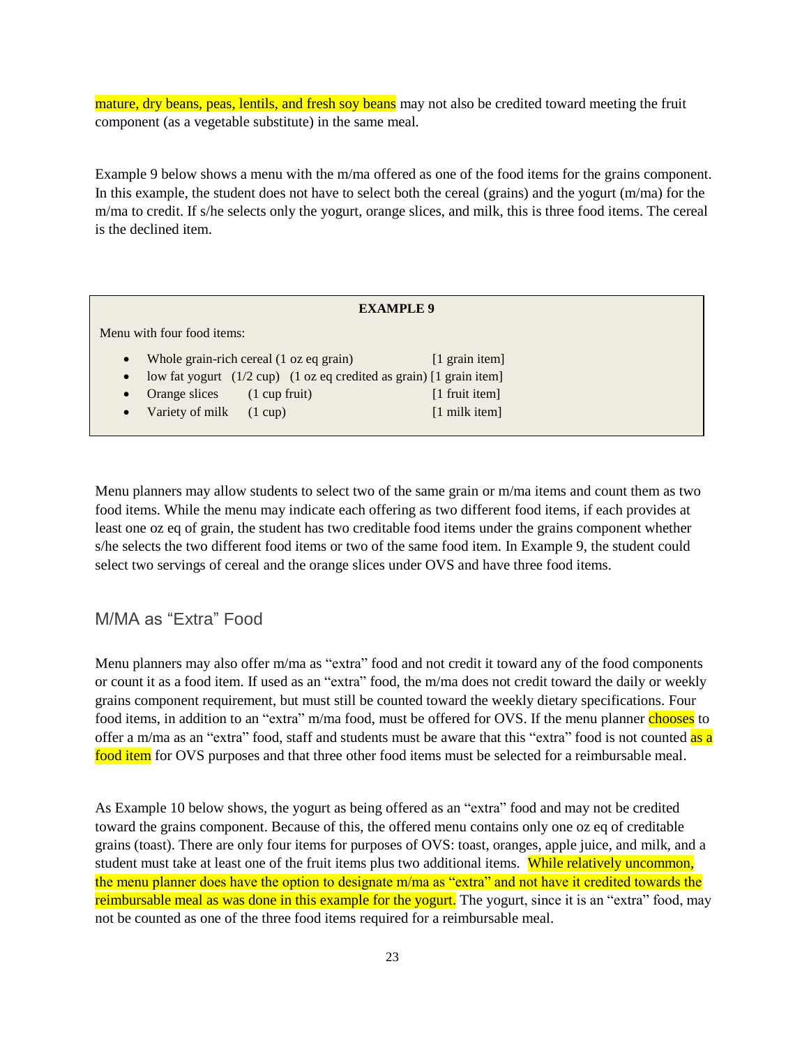mature, dry beans, peas, lentils, and fresh soy beans may not also be credited toward meeting the fruit component (as a vegetable substitute) in the same meal.

Example 9 below shows a menu with the m/ma offered as one of the food items for the grains component. In this example, the student does not have to select both the cereal (grains) and the yogurt (m/ma) for the m/ma to credit. If s/he selects only the yogurt, orange slices, and milk, this is three food items. The cereal is the declined item.

**EXAMPLE 9**

Menu with four food items:

- Whole grain-rich cereal (1 oz eq grain) [1 grain item]
- low fat yogurt (1/2 cup) (1 oz eq credited as grain) [1 grain item]
- Orange slices (1 cup fruit) [1 fruit item]
- Variety of milk (1 cup) [1 milk item]

Menu planners may allow students to select two of the same grain or m/ma items and count them as two food items. While the menu may indicate each offering as two different food items, if each provides at least one oz eq of grain, the student has two creditable food items under the grains component whether s/he selects the two different food items or two of the same food item. In Example 9, the student could select two servings of cereal and the orange slices under OVS and have three food items.

## M/MA as "Extra" Food

Menu planners may also offer m/ma as "extra" food and not credit it toward any of the food components or count it as a food item. If used as an "extra" food, the m/ma does not credit toward the daily or weekly grains component requirement, but must still be counted toward the weekly dietary specifications. Four food items, in addition to an "extra" m/ma food, must be offered for OVS. If the menu planner chooses to offer a m/ma as an "extra" food, staff and students must be aware that this "extra" food is not counted as a food item for OVS purposes and that three other food items must be selected for a reimbursable meal.

As Example 10 below shows, the yogurt as being offered as an "extra" food and may not be credited toward the grains component. Because of this, the offered menu contains only one oz eq of creditable grains (toast). There are only four items for purposes of OVS: toast, oranges, apple juice, and milk, and a student must take at least one of the fruit items plus two additional items. While relatively uncommon, the menu planner does have the option to designate m/ma as "extra" and not have it credited towards the reimbursable meal as was done in this example for the yogurt. The yogurt, since it is an "extra" food, may not be counted as one of the three food items required for a reimbursable meal.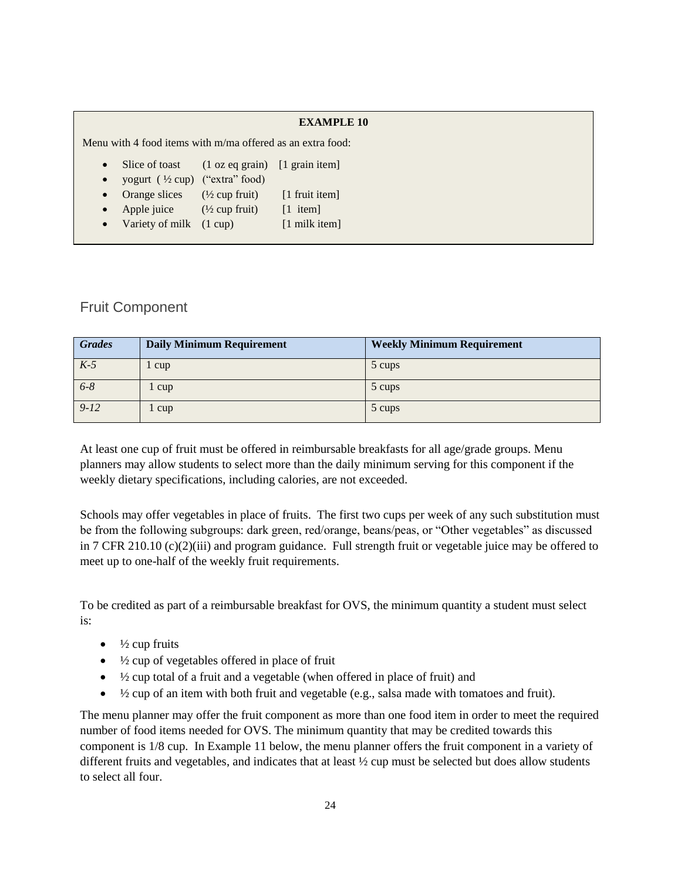**EXAMPLE 10**

Menu with 4 food items with m/ma offered as an extra food:

- Slice of toast (1 oz eq grain) [1 grain item]
- yogurt ( ½ cup) ("extra" food)
- Orange slices (½ cup fruit) [1 fruit item]
- Apple juice (½ cup fruit) [1 item]
- Variety of milk (1 cup) [1 milk item]

## Fruit Component

| *Grades* | Daily Minimum Requirement | Weekly Minimum Requirement |
|---|---|---|
| *K-5* | 1 cup | 5 cups |
| *6-8* | 1 cup | 5 cups |
| *9-12* | 1 cup | 5 cups |

At least one cup of fruit must be offered in reimbursable breakfasts for all age/grade groups. Menu planners may allow students to select more than the daily minimum serving for this component if the weekly dietary specifications, including calories, are not exceeded.

Schools may offer vegetables in place of fruits. The first two cups per week of any such substitution must be from the following subgroups: dark green, red/orange, beans/peas, or "Other vegetables" as discussed in 7 CFR 210.10 (c)(2)(iii) and program guidance. Full strength fruit or vegetable juice may be offered to meet up to one-half of the weekly fruit requirements.

To be credited as part of a reimbursable breakfast for OVS, the minimum quantity a student must select is:

- ½ cup fruits
- ½ cup of vegetables offered in place of fruit
- ½ cup total of a fruit and a vegetable (when offered in place of fruit) and
- ½ cup of an item with both fruit and vegetable (e.g., salsa made with tomatoes and fruit).

The menu planner may offer the fruit component as more than one food item in order to meet the required number of food items needed for OVS. The minimum quantity that may be credited towards this component is 1/8 cup. In Example 11 below, the menu planner offers the fruit component in a variety of different fruits and vegetables, and indicates that at least ½ cup must be selected but does allow students to select all four.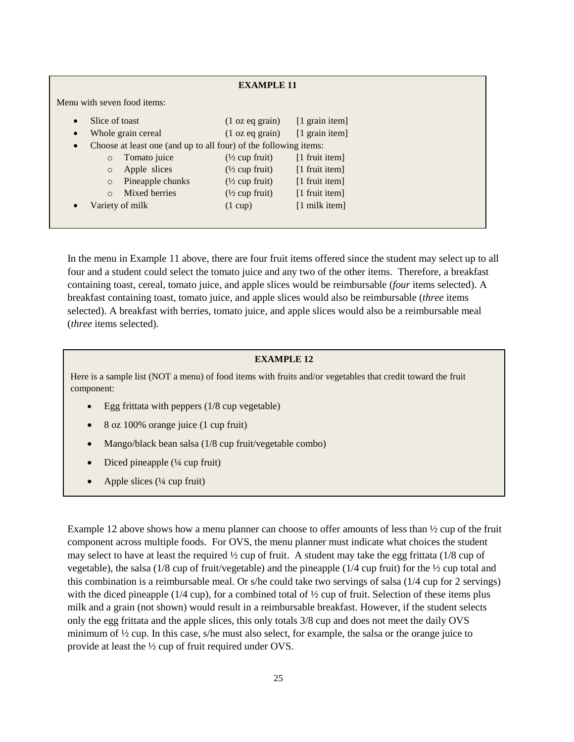**EXAMPLE 11**

Menu with seven food items:

- Slice of toast (1 oz eq grain) [1 grain item]
- Whole grain cereal (1 oz eq grain) [1 grain item]
- Choose at least one (and up to all four) of the following items:
  - Tomato juice (½ cup fruit) [1 fruit item]
  - Apple slices (½ cup fruit) [1 fruit item]
  - Pineapple chunks (½ cup fruit) [1 fruit item]
  - Mixed berries (½ cup fruit) [1 fruit item]
- Variety of milk (1 cup) [1 milk item]

In the menu in Example 11 above, there are four fruit items offered since the student may select up to all four and a student could select the tomato juice and any two of the other items. Therefore, a breakfast containing toast, cereal, tomato juice, and apple slices would be reimbursable (*four* items selected). A breakfast containing toast, tomato juice, and apple slices would also be reimbursable (*three* items selected). A breakfast with berries, tomato juice, and apple slices would also be a reimbursable meal (*three* items selected).

**EXAMPLE 12**

Here is a sample list (NOT a menu) of food items with fruits and/or vegetables that credit toward the fruit component:

- Egg frittata with peppers (1/8 cup vegetable)
- 8 oz 100% orange juice (1 cup fruit)
- Mango/black bean salsa (1/8 cup fruit/vegetable combo)
- Diced pineapple (¼ cup fruit)
- Apple slices (¼ cup fruit)

Example 12 above shows how a menu planner can choose to offer amounts of less than ½ cup of the fruit component across multiple foods. For OVS, the menu planner must indicate what choices the student may select to have at least the required ½ cup of fruit. A student may take the egg frittata (1/8 cup of vegetable), the salsa (1/8 cup of fruit/vegetable) and the pineapple (1/4 cup fruit) for the ½ cup total and this combination is a reimbursable meal. Or s/he could take two servings of salsa (1/4 cup for 2 servings) with the diced pineapple (1/4 cup), for a combined total of ½ cup of fruit. Selection of these items plus milk and a grain (not shown) would result in a reimbursable breakfast. However, if the student selects only the egg frittata and the apple slices, this only totals 3/8 cup and does not meet the daily OVS minimum of ½ cup. In this case, s/he must also select, for example, the salsa or the orange juice to provide at least the ½ cup of fruit required under OVS.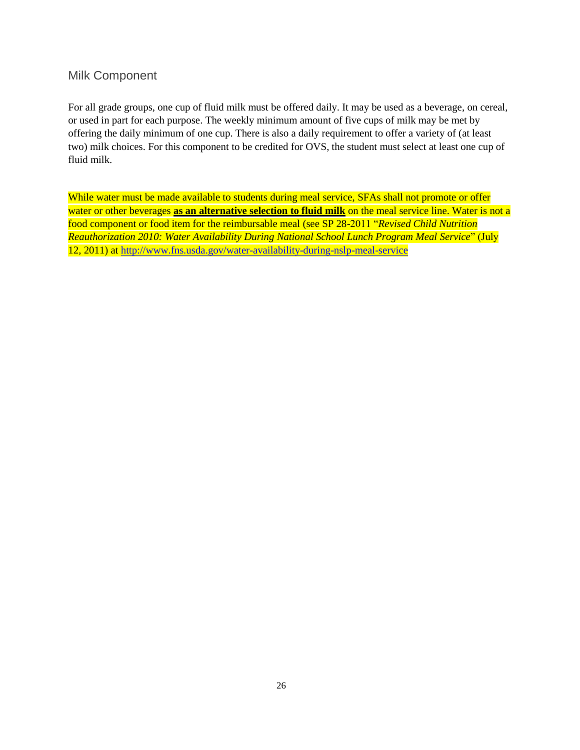## Milk Component

For all grade groups, one cup of fluid milk must be offered daily. It may be used as a beverage, on cereal, or used in part for each purpose. The weekly minimum amount of five cups of milk may be met by offering the daily minimum of one cup. There is also a daily requirement to offer a variety of (at least two) milk choices. For this component to be credited for OVS, the student must select at least one cup of fluid milk.

While water must be made available to students during meal service, SFAs shall not promote or offer water or other beverages **as an alternative selection to fluid milk** on the meal service line. Water is not a food component or food item for the reimbursable meal (see SP 28-2011 "*Revised Child Nutrition Reauthorization 2010: Water Availability During National School Lunch Program Meal Service*" (July 12, 2011) at http://www.fns.usda.gov/water-availability-during-nslp-meal-service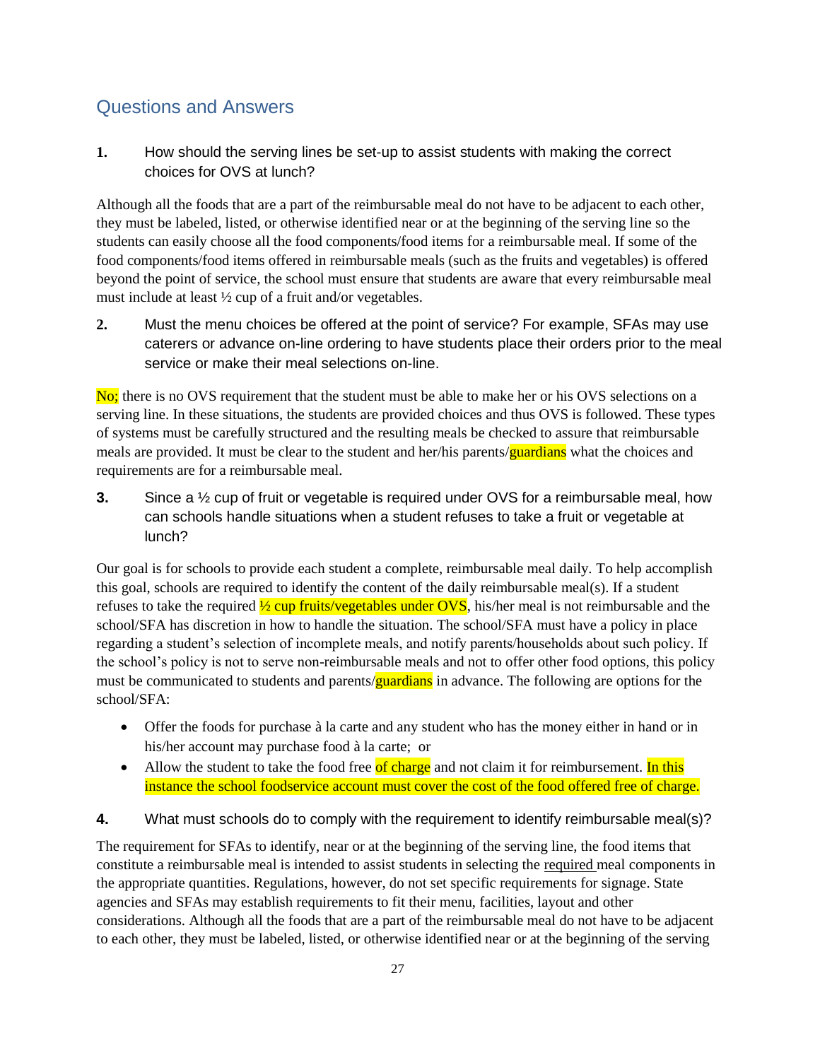## Questions and Answers

**1.** How should the serving lines be set-up to assist students with making the correct choices for OVS at lunch?

Although all the foods that are a part of the reimbursable meal do not have to be adjacent to each other, they must be labeled, listed, or otherwise identified near or at the beginning of the serving line so the students can easily choose all the food components/food items for a reimbursable meal. If some of the food components/food items offered in reimbursable meals (such as the fruits and vegetables) is offered beyond the point of service, the school must ensure that students are aware that every reimbursable meal must include at least ½ cup of a fruit and/or vegetables.

**2.** Must the menu choices be offered at the point of service? For example, SFAs may use caterers or advance on-line ordering to have students place their orders prior to the meal service or make their meal selections on-line.

No; there is no OVS requirement that the student must be able to make her or his OVS selections on a serving line. In these situations, the students are provided choices and thus OVS is followed. These types of systems must be carefully structured and the resulting meals be checked to assure that reimbursable meals are provided. It must be clear to the student and her/his parents/guardians what the choices and requirements are for a reimbursable meal.

**3.** Since a ½ cup of fruit or vegetable is required under OVS for a reimbursable meal, how can schools handle situations when a student refuses to take a fruit or vegetable at lunch?

Our goal is for schools to provide each student a complete, reimbursable meal daily. To help accomplish this goal, schools are required to identify the content of the daily reimbursable meal(s). If a student refuses to take the required ½ cup fruits/vegetables under OVS, his/her meal is not reimbursable and the school/SFA has discretion in how to handle the situation. The school/SFA must have a policy in place regarding a student's selection of incomplete meals, and notify parents/households about such policy. If the school's policy is not to serve non-reimbursable meals and not to offer other food options, this policy must be communicated to students and parents/guardians in advance. The following are options for the school/SFA:

- Offer the foods for purchase à la carte and any student who has the money either in hand or in his/her account may purchase food à la carte; or
- Allow the student to take the food free of charge and not claim it for reimbursement. In this instance the school foodservice account must cover the cost of the food offered free of charge.

**4.** What must schools do to comply with the requirement to identify reimbursable meal(s)?

The requirement for SFAs to identify, near or at the beginning of the serving line, the food items that constitute a reimbursable meal is intended to assist students in selecting the required meal components in the appropriate quantities. Regulations, however, do not set specific requirements for signage. State agencies and SFAs may establish requirements to fit their menu, facilities, layout and other considerations. Although all the foods that are a part of the reimbursable meal do not have to be adjacent to each other, they must be labeled, listed, or otherwise identified near or at the beginning of the serving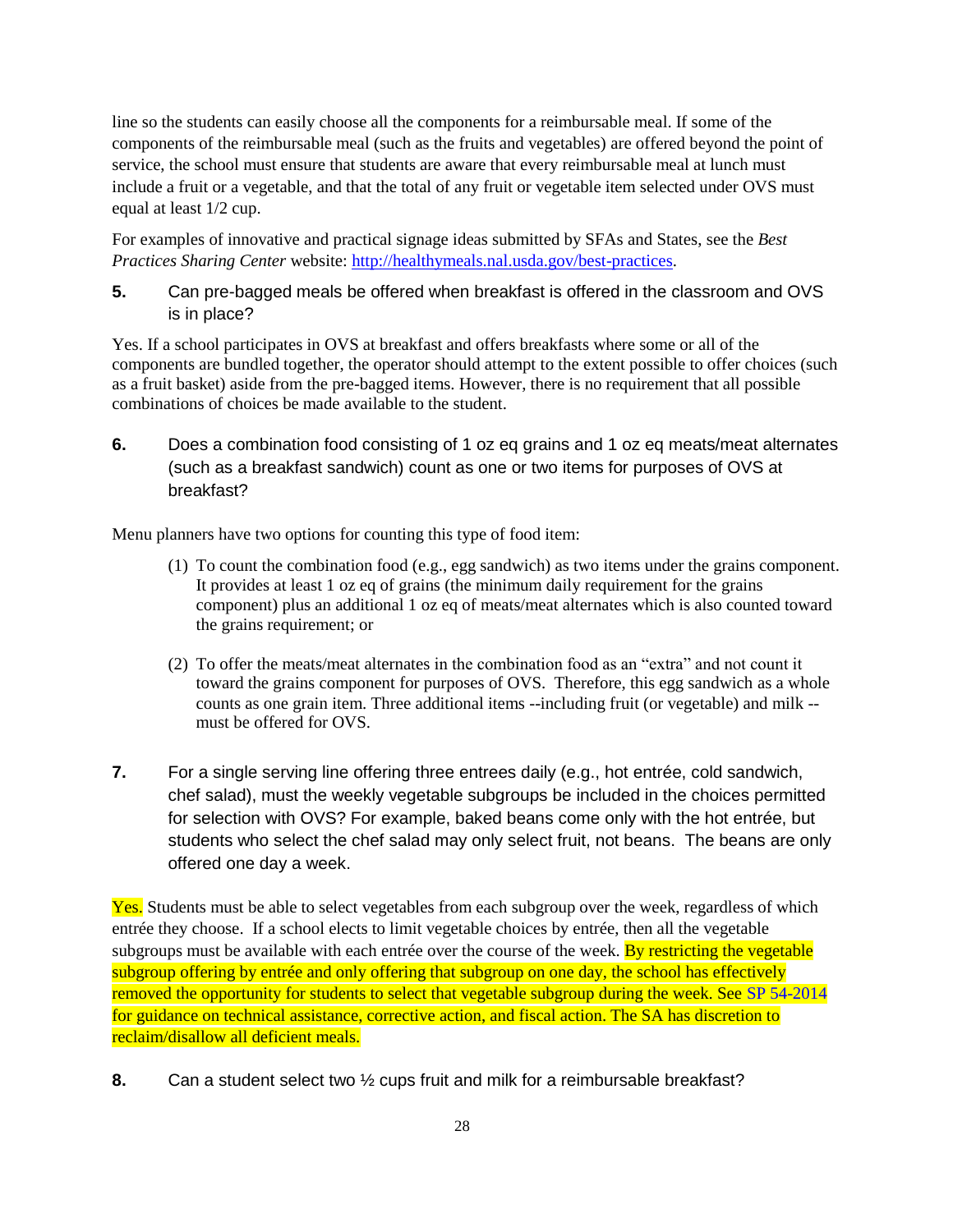line so the students can easily choose all the components for a reimbursable meal. If some of the components of the reimbursable meal (such as the fruits and vegetables) are offered beyond the point of service, the school must ensure that students are aware that every reimbursable meal at lunch must include a fruit or a vegetable, and that the total of any fruit or vegetable item selected under OVS must equal at least 1/2 cup.

For examples of innovative and practical signage ideas submitted by SFAs and States, see the *Best Practices Sharing Center* website: [http://healthymeals.nal.usda.gov/best-practices](http://healthymeals.nal.usda.gov/best-practices).

**5.** Can pre-bagged meals be offered when breakfast is offered in the classroom and OVS is in place?

Yes. If a school participates in OVS at breakfast and offers breakfasts where some or all of the components are bundled together, the operator should attempt to the extent possible to offer choices (such as a fruit basket) aside from the pre-bagged items. However, there is no requirement that all possible combinations of choices be made available to the student.

**6.** Does a combination food consisting of 1 oz eq grains and 1 oz eq meats/meat alternates (such as a breakfast sandwich) count as one or two items for purposes of OVS at breakfast?

Menu planners have two options for counting this type of food item:

(1) To count the combination food (e.g., egg sandwich) as two items under the grains component. It provides at least 1 oz eq of grains (the minimum daily requirement for the grains component) plus an additional 1 oz eq of meats/meat alternates which is also counted toward the grains requirement; or

(2) To offer the meats/meat alternates in the combination food as an "extra" and not count it toward the grains component for purposes of OVS. Therefore, this egg sandwich as a whole counts as one grain item. Three additional items --including fruit (or vegetable) and milk -- must be offered for OVS.

**7.** For a single serving line offering three entrees daily (e.g., hot entrée, cold sandwich, chef salad), must the weekly vegetable subgroups be included in the choices permitted for selection with OVS? For example, baked beans come only with the hot entrée, but students who select the chef salad may only select fruit, not beans. The beans are only offered one day a week.

Yes. Students must be able to select vegetables from each subgroup over the week, regardless of which entrée they choose. If a school elects to limit vegetable choices by entrée, then all the vegetable subgroups must be available with each entrée over the course of the week. By restricting the vegetable subgroup offering by entrée and only offering that subgroup on one day, the school has effectively removed the opportunity for students to select that vegetable subgroup during the week. See SP 54-2014 for guidance on technical assistance, corrective action, and fiscal action. The SA has discretion to reclaim/disallow all deficient meals.

**8.** Can a student select two ½ cups fruit and milk for a reimbursable breakfast?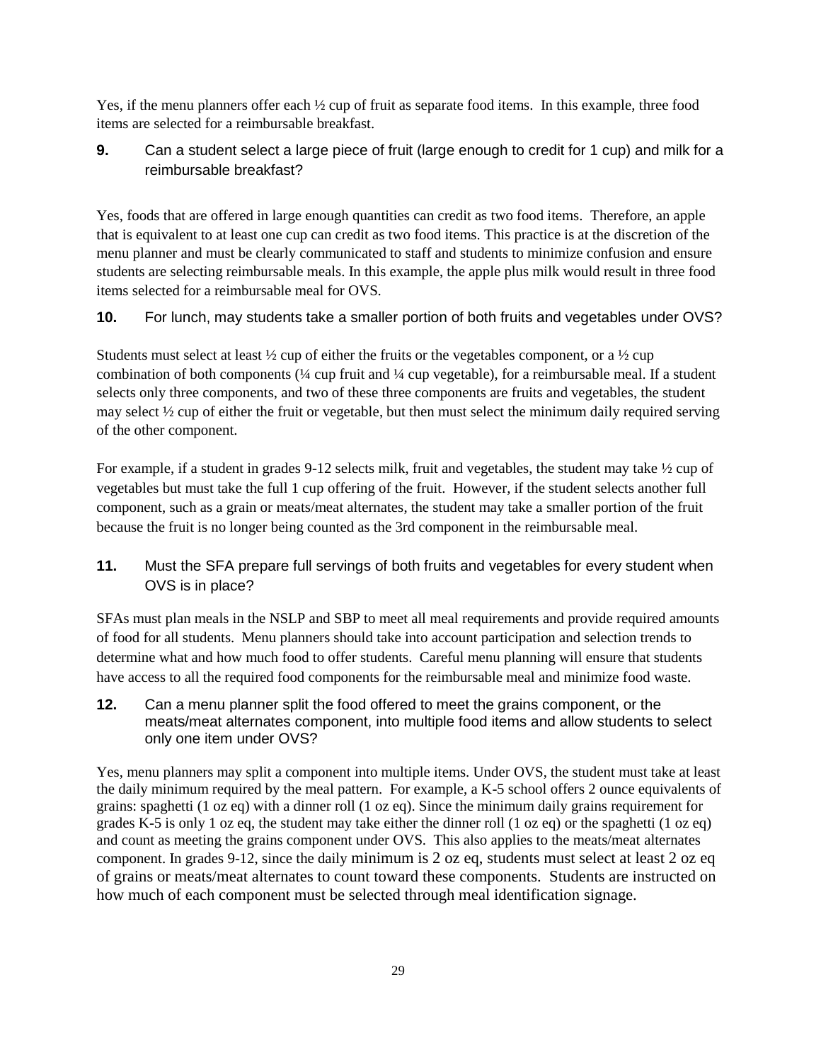Yes, if the menu planners offer each ½ cup of fruit as separate food items. In this example, three food items are selected for a reimbursable breakfast.

**9.** Can a student select a large piece of fruit (large enough to credit for 1 cup) and milk for a reimbursable breakfast?

Yes, foods that are offered in large enough quantities can credit as two food items. Therefore, an apple that is equivalent to at least one cup can credit as two food items. This practice is at the discretion of the menu planner and must be clearly communicated to staff and students to minimize confusion and ensure students are selecting reimbursable meals. In this example, the apple plus milk would result in three food items selected for a reimbursable meal for OVS.

**10.** For lunch, may students take a smaller portion of both fruits and vegetables under OVS?

Students must select at least ½ cup of either the fruits or the vegetables component, or a ½ cup combination of both components (¼ cup fruit and ¼ cup vegetable), for a reimbursable meal. If a student selects only three components, and two of these three components are fruits and vegetables, the student may select ½ cup of either the fruit or vegetable, but then must select the minimum daily required serving of the other component.

For example, if a student in grades 9-12 selects milk, fruit and vegetables, the student may take ½ cup of vegetables but must take the full 1 cup offering of the fruit. However, if the student selects another full component, such as a grain or meats/meat alternates, the student may take a smaller portion of the fruit because the fruit is no longer being counted as the 3rd component in the reimbursable meal.

**11.** Must the SFA prepare full servings of both fruits and vegetables for every student when OVS is in place?

SFAs must plan meals in the NSLP and SBP to meet all meal requirements and provide required amounts of food for all students. Menu planners should take into account participation and selection trends to determine what and how much food to offer students. Careful menu planning will ensure that students have access to all the required food components for the reimbursable meal and minimize food waste.

**12.** Can a menu planner split the food offered to meet the grains component, or the meats/meat alternates component, into multiple food items and allow students to select only one item under OVS?

Yes, menu planners may split a component into multiple items. Under OVS, the student must take at least the daily minimum required by the meal pattern. For example, a K-5 school offers 2 ounce equivalents of grains: spaghetti (1 oz eq) with a dinner roll (1 oz eq). Since the minimum daily grains requirement for grades K-5 is only 1 oz eq, the student may take either the dinner roll (1 oz eq) or the spaghetti (1 oz eq) and count as meeting the grains component under OVS. This also applies to the meats/meat alternates component. In grades 9-12, since the daily minimum is 2 oz eq, students must select at least 2 oz eq of grains or meats/meat alternates to count toward these components. Students are instructed on how much of each component must be selected through meal identification signage.